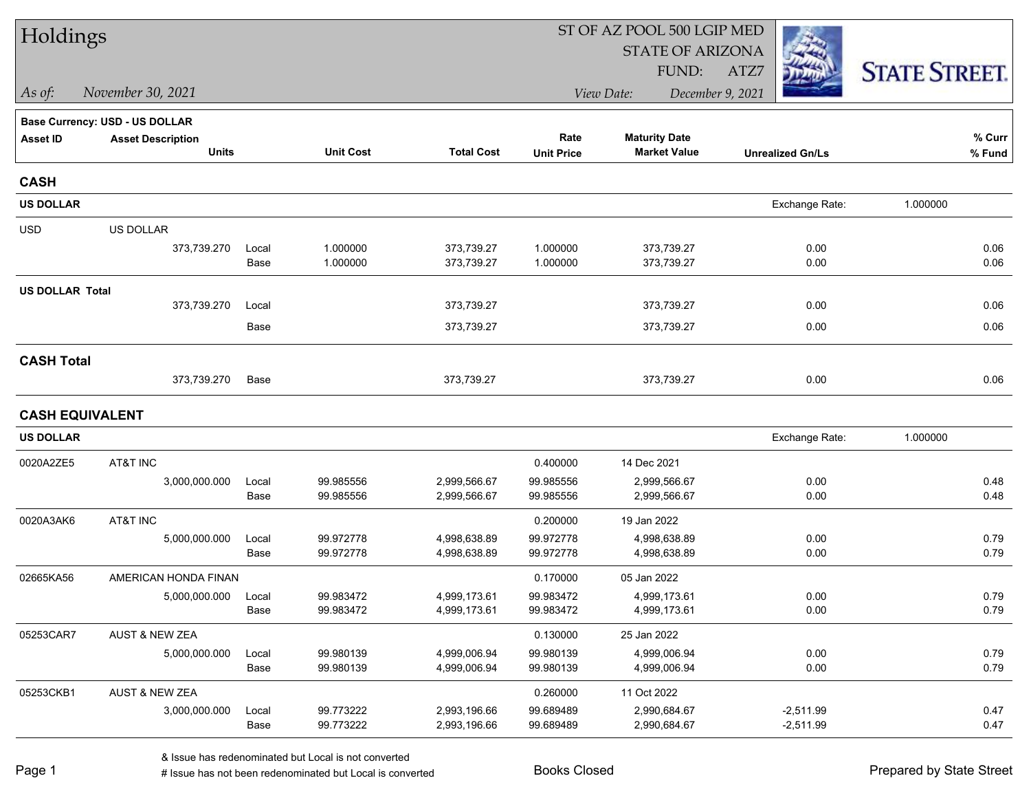# Holdings

ST OF AZ POOL 500 LGIP MED
STATE OF ARIZONA
FUND: ATZ7

*As of:* November 30, 2021

*View Date:* December 9, 2021

STATE STREET.

**Base Currency: USD - US DOLLAR**

| Asset ID | Asset Description / Units | | Unit Cost | Total Cost | Rate / Unit Price | Maturity Date / Market Value | Unrealized Gn/Ls | % Curr / % Fund |
|---|---|---|---|---|---|---|---|---|
| **CASH** | | | | | | | | |
| **US DOLLAR** | | | | | | | Exchange Rate: | 1.000000 |
| USD | US DOLLAR | | | | | | | |
| | 373,739.270 | Local | 1.000000 | 373,739.27 | 1.000000 | 373,739.27 | 0.00 | 0.06 |
| | | Base | 1.000000 | 373,739.27 | 1.000000 | 373,739.27 | 0.00 | 0.06 |
| **US DOLLAR Total** | | | | | | | | |
| | 373,739.270 | Local | | 373,739.27 | | 373,739.27 | 0.00 | 0.06 |
| | | Base | | 373,739.27 | | 373,739.27 | 0.00 | 0.06 |
| **CASH Total** | | | | | | | | |
| | 373,739.270 | Base | | 373,739.27 | | 373,739.27 | 0.00 | 0.06 |
| **CASH EQUIVALENT** | | | | | | | | |
| **US DOLLAR** | | | | | | | Exchange Rate: | 1.000000 |
| 0020A2ZE5 | AT&T INC | | | | 0.400000 | 14 Dec 2021 | | |
| | 3,000,000.000 | Local | 99.985556 | 2,999,566.67 | 99.985556 | 2,999,566.67 | 0.00 | 0.48 |
| | | Base | 99.985556 | 2,999,566.67 | 99.985556 | 2,999,566.67 | 0.00 | 0.48 |
| 0020A3AK6 | AT&T INC | | | | 0.200000 | 19 Jan 2022 | | |
| | 5,000,000.000 | Local | 99.972778 | 4,998,638.89 | 99.972778 | 4,998,638.89 | 0.00 | 0.79 |
| | | Base | 99.972778 | 4,998,638.89 | 99.972778 | 4,998,638.89 | 0.00 | 0.79 |
| 02665KA56 | AMERICAN HONDA FINAN | | | | 0.170000 | 05 Jan 2022 | | |
| | 5,000,000.000 | Local | 99.983472 | 4,999,173.61 | 99.983472 | 4,999,173.61 | 0.00 | 0.79 |
| | | Base | 99.983472 | 4,999,173.61 | 99.983472 | 4,999,173.61 | 0.00 | 0.79 |
| 05253CAR7 | AUST & NEW ZEA | | | | 0.130000 | 25 Jan 2022 | | |
| | 5,000,000.000 | Local | 99.980139 | 4,999,006.94 | 99.980139 | 4,999,006.94 | 0.00 | 0.79 |
| | | Base | 99.980139 | 4,999,006.94 | 99.980139 | 4,999,006.94 | 0.00 | 0.79 |
| 05253CKB1 | AUST & NEW ZEA | | | | 0.260000 | 11 Oct 2022 | | |
| | 3,000,000.000 | Local | 99.773222 | 2,993,196.66 | 99.689489 | 2,990,684.67 | -2,511.99 | 0.47 |
| | | Base | 99.773222 | 2,993,196.66 | 99.689489 | 2,990,684.67 | -2,511.99 | 0.47 |

& Issue has redenominated but Local is not converted
# Issue has not been redenominated but Local is converted

Books Closed

Prepared by State Street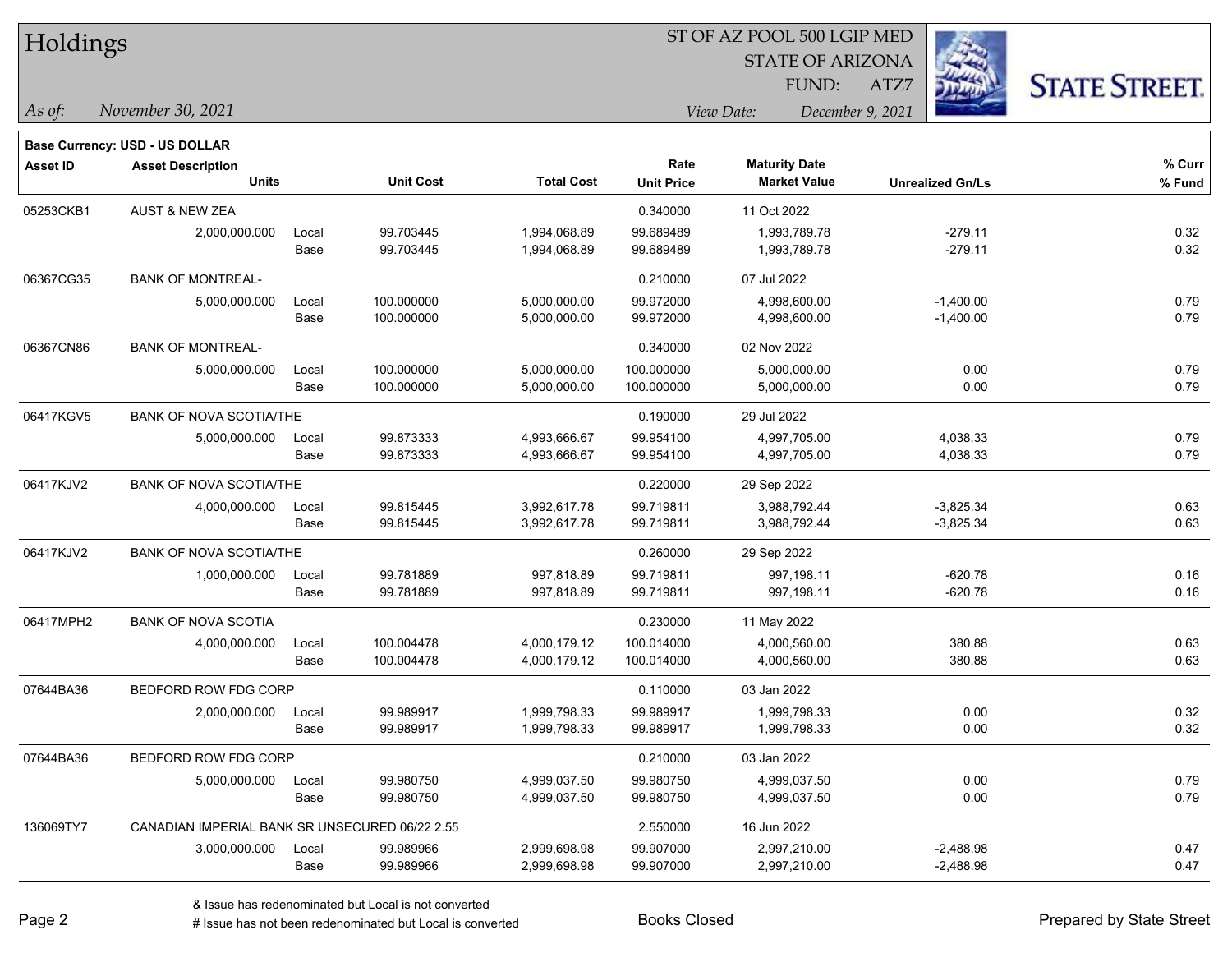# Holdings

ST OF AZ POOL 500 LGIP MED
STATE OF ARIZONA
FUND: ATZ7

*As of:* *November 30, 2021*

*View Date:* *December 9, 2021*

STATE STREET.

**Base Currency: USD - US DOLLAR**

| Asset ID | Asset Description / Units | | Unit Cost | Total Cost | Rate / Unit Price | Maturity Date / Market Value | Unrealized Gn/Ls | % Curr / % Fund |
|---|---|---|---|---|---|---|---|---|
| 05253CKB1 | AUST & NEW ZEA | | | | 0.340000 | 11 Oct 2022 | | |
| | 2,000,000.000 | Local | 99.703445 | 1,994,068.89 | 99.689489 | 1,993,789.78 | -279.11 | 0.32 |
| | | Base | 99.703445 | 1,994,068.89 | 99.689489 | 1,993,789.78 | -279.11 | 0.32 |
| 06367CG35 | BANK OF MONTREAL- | | | | 0.210000 | 07 Jul 2022 | | |
| | 5,000,000.000 | Local | 100.000000 | 5,000,000.00 | 99.972000 | 4,998,600.00 | -1,400.00 | 0.79 |
| | | Base | 100.000000 | 5,000,000.00 | 99.972000 | 4,998,600.00 | -1,400.00 | 0.79 |
| 06367CN86 | BANK OF MONTREAL- | | | | 0.340000 | 02 Nov 2022 | | |
| | 5,000,000.000 | Local | 100.000000 | 5,000,000.00 | 100.000000 | 5,000,000.00 | 0.00 | 0.79 |
| | | Base | 100.000000 | 5,000,000.00 | 100.000000 | 5,000,000.00 | 0.00 | 0.79 |
| 06417KGV5 | BANK OF NOVA SCOTIA/THE | | | | 0.190000 | 29 Jul 2022 | | |
| | 5,000,000.000 | Local | 99.873333 | 4,993,666.67 | 99.954100 | 4,997,705.00 | 4,038.33 | 0.79 |
| | | Base | 99.873333 | 4,993,666.67 | 99.954100 | 4,997,705.00 | 4,038.33 | 0.79 |
| 06417KJV2 | BANK OF NOVA SCOTIA/THE | | | | 0.220000 | 29 Sep 2022 | | |
| | 4,000,000.000 | Local | 99.815445 | 3,992,617.78 | 99.719811 | 3,988,792.44 | -3,825.34 | 0.63 |
| | | Base | 99.815445 | 3,992,617.78 | 99.719811 | 3,988,792.44 | -3,825.34 | 0.63 |
| 06417KJV2 | BANK OF NOVA SCOTIA/THE | | | | 0.260000 | 29 Sep 2022 | | |
| | 1,000,000.000 | Local | 99.781889 | 997,818.89 | 99.719811 | 997,198.11 | -620.78 | 0.16 |
| | | Base | 99.781889 | 997,818.89 | 99.719811 | 997,198.11 | -620.78 | 0.16 |
| 06417MPH2 | BANK OF NOVA SCOTIA | | | | 0.230000 | 11 May 2022 | | |
| | 4,000,000.000 | Local | 100.004478 | 4,000,179.12 | 100.014000 | 4,000,560.00 | 380.88 | 0.63 |
| | | Base | 100.004478 | 4,000,179.12 | 100.014000 | 4,000,560.00 | 380.88 | 0.63 |
| 07644BA36 | BEDFORD ROW FDG CORP | | | | 0.110000 | 03 Jan 2022 | | |
| | 2,000,000.000 | Local | 99.989917 | 1,999,798.33 | 99.989917 | 1,999,798.33 | 0.00 | 0.32 |
| | | Base | 99.989917 | 1,999,798.33 | 99.989917 | 1,999,798.33 | 0.00 | 0.32 |
| 07644BA36 | BEDFORD ROW FDG CORP | | | | 0.210000 | 03 Jan 2022 | | |
| | 5,000,000.000 | Local | 99.980750 | 4,999,037.50 | 99.980750 | 4,999,037.50 | 0.00 | 0.79 |
| | | Base | 99.980750 | 4,999,037.50 | 99.980750 | 4,999,037.50 | 0.00 | 0.79 |
| 136069TY7 | CANADIAN IMPERIAL BANK SR UNSECURED 06/22 2.55 | | | | 2.550000 | 16 Jun 2022 | | |
| | 3,000,000.000 | Local | 99.989966 | 2,999,698.98 | 99.907000 | 2,997,210.00 | -2,488.98 | 0.47 |
| | | Base | 99.989966 | 2,999,698.98 | 99.907000 | 2,997,210.00 | -2,488.98 | 0.47 |

& Issue has redenominated but Local is not converted
# Issue has not been redenominated but Local is converted

Books Closed

Prepared by State Street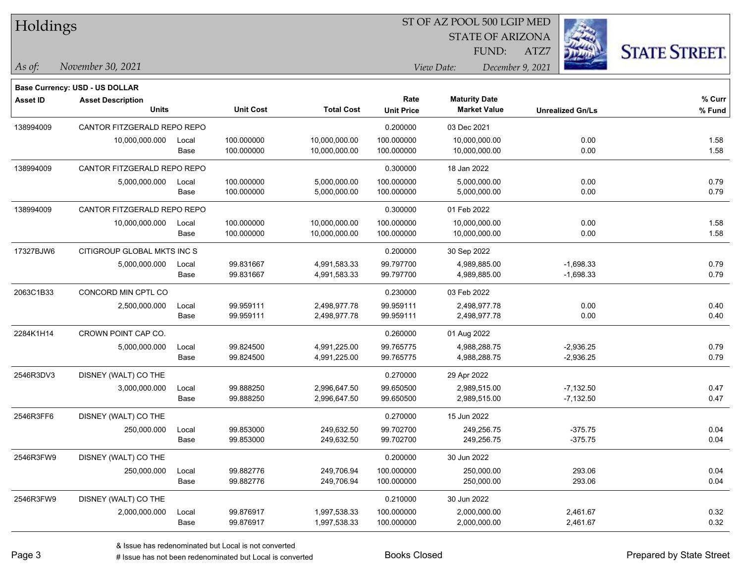# Holdings

ST OF AZ POOL 500 LGIP MED
STATE OF ARIZONA
FUND: ATZ7

*As of:* *November 30, 2021*

*View Date:* *December 9, 2021*

**Base Currency: USD - US DOLLAR**

| Asset ID | Asset Description / Units | | Unit Cost | Total Cost | Rate / Unit Price | Maturity Date / Market Value | Unrealized Gn/Ls | % Curr / % Fund |
|---|---|---|---|---|---|---|---|---|
| 138994009 | CANTOR FITZGERALD REPO REPO | | | | 0.200000 | 03 Dec 2021 | | |
| | 10,000,000.000 | Local | 100.000000 | 10,000,000.00 | 100.000000 | 10,000,000.00 | 0.00 | 1.58 |
| | | Base | 100.000000 | 10,000,000.00 | 100.000000 | 10,000,000.00 | 0.00 | 1.58 |
| 138994009 | CANTOR FITZGERALD REPO REPO | | | | 0.300000 | 18 Jan 2022 | | |
| | 5,000,000.000 | Local | 100.000000 | 5,000,000.00 | 100.000000 | 5,000,000.00 | 0.00 | 0.79 |
| | | Base | 100.000000 | 5,000,000.00 | 100.000000 | 5,000,000.00 | 0.00 | 0.79 |
| 138994009 | CANTOR FITZGERALD REPO REPO | | | | 0.300000 | 01 Feb 2022 | | |
| | 10,000,000.000 | Local | 100.000000 | 10,000,000.00 | 100.000000 | 10,000,000.00 | 0.00 | 1.58 |
| | | Base | 100.000000 | 10,000,000.00 | 100.000000 | 10,000,000.00 | 0.00 | 1.58 |
| 17327BJW6 | CITIGROUP GLOBAL MKTS INC S | | | | 0.200000 | 30 Sep 2022 | | |
| | 5,000,000.000 | Local | 99.831667 | 4,991,583.33 | 99.797700 | 4,989,885.00 | -1,698.33 | 0.79 |
| | | Base | 99.831667 | 4,991,583.33 | 99.797700 | 4,989,885.00 | -1,698.33 | 0.79 |
| 2063C1B33 | CONCORD MIN CPTL CO | | | | 0.230000 | 03 Feb 2022 | | |
| | 2,500,000.000 | Local | 99.959111 | 2,498,977.78 | 99.959111 | 2,498,977.78 | 0.00 | 0.40 |
| | | Base | 99.959111 | 2,498,977.78 | 99.959111 | 2,498,977.78 | 0.00 | 0.40 |
| 2284K1H14 | CROWN POINT CAP CO. | | | | 0.260000 | 01 Aug 2022 | | |
| | 5,000,000.000 | Local | 99.824500 | 4,991,225.00 | 99.765775 | 4,988,288.75 | -2,936.25 | 0.79 |
| | | Base | 99.824500 | 4,991,225.00 | 99.765775 | 4,988,288.75 | -2,936.25 | 0.79 |
| 2546R3DV3 | DISNEY (WALT) CO THE | | | | 0.270000 | 29 Apr 2022 | | |
| | 3,000,000.000 | Local | 99.888250 | 2,996,647.50 | 99.650500 | 2,989,515.00 | -7,132.50 | 0.47 |
| | | Base | 99.888250 | 2,996,647.50 | 99.650500 | 2,989,515.00 | -7,132.50 | 0.47 |
| 2546R3FF6 | DISNEY (WALT) CO THE | | | | 0.270000 | 15 Jun 2022 | | |
| | 250,000.000 | Local | 99.853000 | 249,632.50 | 99.702700 | 249,256.75 | -375.75 | 0.04 |
| | | Base | 99.853000 | 249,632.50 | 99.702700 | 249,256.75 | -375.75 | 0.04 |
| 2546R3FW9 | DISNEY (WALT) CO THE | | | | 0.200000 | 30 Jun 2022 | | |
| | 250,000.000 | Local | 99.882776 | 249,706.94 | 100.000000 | 250,000.00 | 293.06 | 0.04 |
| | | Base | 99.882776 | 249,706.94 | 100.000000 | 250,000.00 | 293.06 | 0.04 |
| 2546R3FW9 | DISNEY (WALT) CO THE | | | | 0.210000 | 30 Jun 2022 | | |
| | 2,000,000.000 | Local | 99.876917 | 1,997,538.33 | 100.000000 | 2,000,000.00 | 2,461.67 | 0.32 |
| | | Base | 99.876917 | 1,997,538.33 | 100.000000 | 2,000,000.00 | 2,461.67 | 0.32 |

& Issue has redenominated but Local is not converted
# Issue has not been redenominated but Local is converted

Books Closed

Prepared by State Street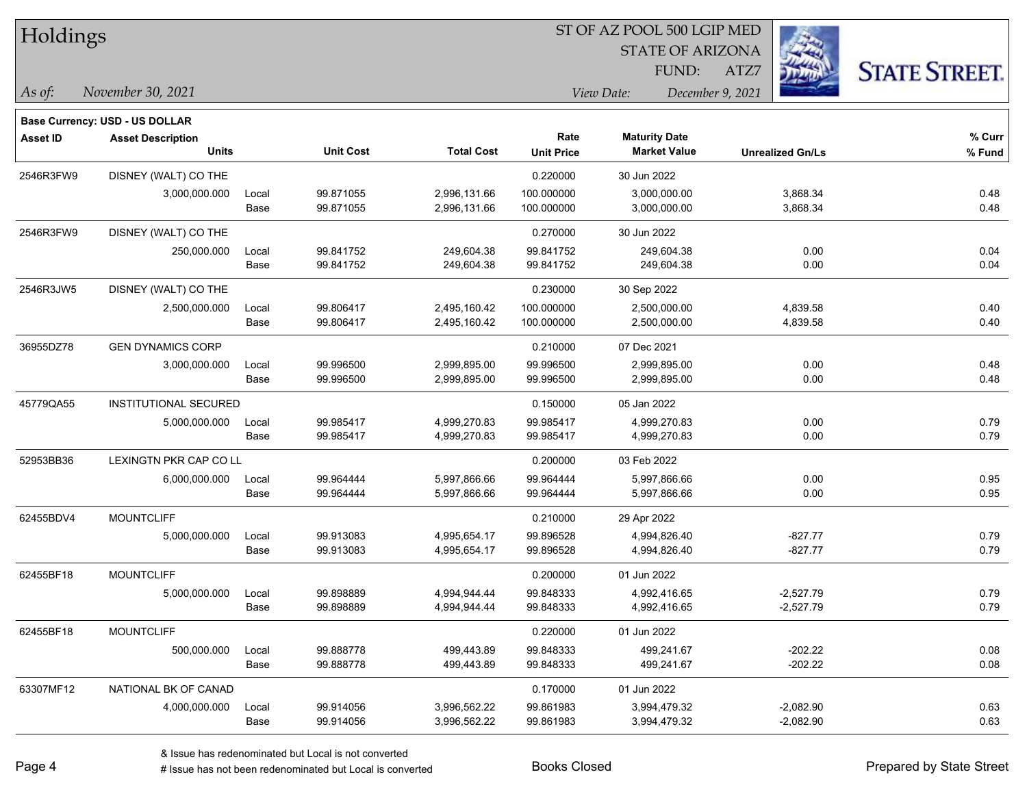# Holdings

ST OF AZ POOL 500 LGIP MED
STATE OF ARIZONA
FUND: ATZ7

*As of:* *November 30, 2021*

*View Date:* *December 9, 2021*

**Base Currency: USD - US DOLLAR**

| Asset ID | Asset Description / Units | | Unit Cost | Total Cost | Rate / Unit Price | Maturity Date / Market Value | Unrealized Gn/Ls | % Curr / % Fund |
|---|---|---|---|---|---|---|---|---|
| 2546R3FW9 | DISNEY (WALT) CO THE | | | | 0.220000 | 30 Jun 2022 | | |
| | 3,000,000.000 | Local | 99.871055 | 2,996,131.66 | 100.000000 | 3,000,000.00 | 3,868.34 | 0.48 |
| | | Base | 99.871055 | 2,996,131.66 | 100.000000 | 3,000,000.00 | 3,868.34 | 0.48 |
| 2546R3FW9 | DISNEY (WALT) CO THE | | | | 0.270000 | 30 Jun 2022 | | |
| | 250,000.000 | Local | 99.841752 | 249,604.38 | 99.841752 | 249,604.38 | 0.00 | 0.04 |
| | | Base | 99.841752 | 249,604.38 | 99.841752 | 249,604.38 | 0.00 | 0.04 |
| 2546R3JW5 | DISNEY (WALT) CO THE | | | | 0.230000 | 30 Sep 2022 | | |
| | 2,500,000.000 | Local | 99.806417 | 2,495,160.42 | 100.000000 | 2,500,000.00 | 4,839.58 | 0.40 |
| | | Base | 99.806417 | 2,495,160.42 | 100.000000 | 2,500,000.00 | 4,839.58 | 0.40 |
| 36955DZ78 | GEN DYNAMICS CORP | | | | 0.210000 | 07 Dec 2021 | | |
| | 3,000,000.000 | Local | 99.996500 | 2,999,895.00 | 99.996500 | 2,999,895.00 | 0.00 | 0.48 |
| | | Base | 99.996500 | 2,999,895.00 | 99.996500 | 2,999,895.00 | 0.00 | 0.48 |
| 45779QA55 | INSTITUTIONAL SECURED | | | | 0.150000 | 05 Jan 2022 | | |
| | 5,000,000.000 | Local | 99.985417 | 4,999,270.83 | 99.985417 | 4,999,270.83 | 0.00 | 0.79 |
| | | Base | 99.985417 | 4,999,270.83 | 99.985417 | 4,999,270.83 | 0.00 | 0.79 |
| 52953BB36 | LEXINGTN PKR CAP CO LL | | | | 0.200000 | 03 Feb 2022 | | |
| | 6,000,000.000 | Local | 99.964444 | 5,997,866.66 | 99.964444 | 5,997,866.66 | 0.00 | 0.95 |
| | | Base | 99.964444 | 5,997,866.66 | 99.964444 | 5,997,866.66 | 0.00 | 0.95 |
| 62455BDV4 | MOUNTCLIFF | | | | 0.210000 | 29 Apr 2022 | | |
| | 5,000,000.000 | Local | 99.913083 | 4,995,654.17 | 99.896528 | 4,994,826.40 | -827.77 | 0.79 |
| | | Base | 99.913083 | 4,995,654.17 | 99.896528 | 4,994,826.40 | -827.77 | 0.79 |
| 62455BF18 | MOUNTCLIFF | | | | 0.200000 | 01 Jun 2022 | | |
| | 5,000,000.000 | Local | 99.898889 | 4,994,944.44 | 99.848333 | 4,992,416.65 | -2,527.79 | 0.79 |
| | | Base | 99.898889 | 4,994,944.44 | 99.848333 | 4,992,416.65 | -2,527.79 | 0.79 |
| 62455BF18 | MOUNTCLIFF | | | | 0.220000 | 01 Jun 2022 | | |
| | 500,000.000 | Local | 99.888778 | 499,443.89 | 99.848333 | 499,241.67 | -202.22 | 0.08 |
| | | Base | 99.888778 | 499,443.89 | 99.848333 | 499,241.67 | -202.22 | 0.08 |
| 63307MF12 | NATIONAL BK OF CANAD | | | | 0.170000 | 01 Jun 2022 | | |
| | 4,000,000.000 | Local | 99.914056 | 3,996,562.22 | 99.861983 | 3,994,479.32 | -2,082.90 | 0.63 |
| | | Base | 99.914056 | 3,996,562.22 | 99.861983 | 3,994,479.32 | -2,082.90 | 0.63 |

& Issue has redenominated but Local is not converted
# Issue has not been redenominated but Local is converted

Books Closed

Prepared by State Street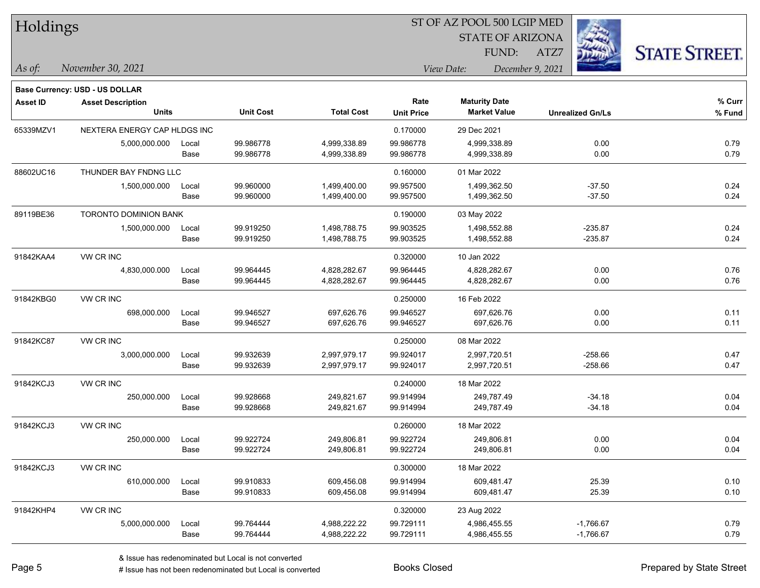# Holdings

ST OF AZ POOL 500 LGIP MED
STATE OF ARIZONA
FUND: ATZ7

*As of:* November 30, 2021

*View Date:* December 9, 2021

**Base Currency: USD - US DOLLAR**

| Asset ID | Asset Description / Units | | Unit Cost | Total Cost | Rate / Unit Price | Maturity Date / Market Value | Unrealized Gn/Ls | % Curr / % Fund |
|---|---|---|---|---|---|---|---|---|
| 65339MZV1 | NEXTERA ENERGY CAP HLDGS INC | | | | 0.170000 | 29 Dec 2021 | | |
| | 5,000,000.000 | Local | 99.986778 | 4,999,338.89 | 99.986778 | 4,999,338.89 | 0.00 | 0.79 |
| | | Base | 99.986778 | 4,999,338.89 | 99.986778 | 4,999,338.89 | 0.00 | 0.79 |
| 88602UC16 | THUNDER BAY FNDNG LLC | | | | 0.160000 | 01 Mar 2022 | | |
| | 1,500,000.000 | Local | 99.960000 | 1,499,400.00 | 99.957500 | 1,499,362.50 | -37.50 | 0.24 |
| | | Base | 99.960000 | 1,499,400.00 | 99.957500 | 1,499,362.50 | -37.50 | 0.24 |
| 89119BE36 | TORONTO DOMINION BANK | | | | 0.190000 | 03 May 2022 | | |
| | 1,500,000.000 | Local | 99.919250 | 1,498,788.75 | 99.903525 | 1,498,552.88 | -235.87 | 0.24 |
| | | Base | 99.919250 | 1,498,788.75 | 99.903525 | 1,498,552.88 | -235.87 | 0.24 |
| 91842KAA4 | VW CR INC | | | | 0.320000 | 10 Jan 2022 | | |
| | 4,830,000.000 | Local | 99.964445 | 4,828,282.67 | 99.964445 | 4,828,282.67 | 0.00 | 0.76 |
| | | Base | 99.964445 | 4,828,282.67 | 99.964445 | 4,828,282.67 | 0.00 | 0.76 |
| 91842KBG0 | VW CR INC | | | | 0.250000 | 16 Feb 2022 | | |
| | 698,000.000 | Local | 99.946527 | 697,626.76 | 99.946527 | 697,626.76 | 0.00 | 0.11 |
| | | Base | 99.946527 | 697,626.76 | 99.946527 | 697,626.76 | 0.00 | 0.11 |
| 91842KC87 | VW CR INC | | | | 0.250000 | 08 Mar 2022 | | |
| | 3,000,000.000 | Local | 99.932639 | 2,997,979.17 | 99.924017 | 2,997,720.51 | -258.66 | 0.47 |
| | | Base | 99.932639 | 2,997,979.17 | 99.924017 | 2,997,720.51 | -258.66 | 0.47 |
| 91842KCJ3 | VW CR INC | | | | 0.240000 | 18 Mar 2022 | | |
| | 250,000.000 | Local | 99.928668 | 249,821.67 | 99.914994 | 249,787.49 | -34.18 | 0.04 |
| | | Base | 99.928668 | 249,821.67 | 99.914994 | 249,787.49 | -34.18 | 0.04 |
| 91842KCJ3 | VW CR INC | | | | 0.260000 | 18 Mar 2022 | | |
| | 250,000.000 | Local | 99.922724 | 249,806.81 | 99.922724 | 249,806.81 | 0.00 | 0.04 |
| | | Base | 99.922724 | 249,806.81 | 99.922724 | 249,806.81 | 0.00 | 0.04 |
| 91842KCJ3 | VW CR INC | | | | 0.300000 | 18 Mar 2022 | | |
| | 610,000.000 | Local | 99.910833 | 609,456.08 | 99.914994 | 609,481.47 | 25.39 | 0.10 |
| | | Base | 99.910833 | 609,456.08 | 99.914994 | 609,481.47 | 25.39 | 0.10 |
| 91842KHP4 | VW CR INC | | | | 0.320000 | 23 Aug 2022 | | |
| | 5,000,000.000 | Local | 99.764444 | 4,988,222.22 | 99.729111 | 4,986,455.55 | -1,766.67 | 0.79 |
| | | Base | 99.764444 | 4,988,222.22 | 99.729111 | 4,986,455.55 | -1,766.67 | 0.79 |

& Issue has redenominated but Local is not converted
# Issue has not been redenominated but Local is converted

Books Closed

Prepared by State Street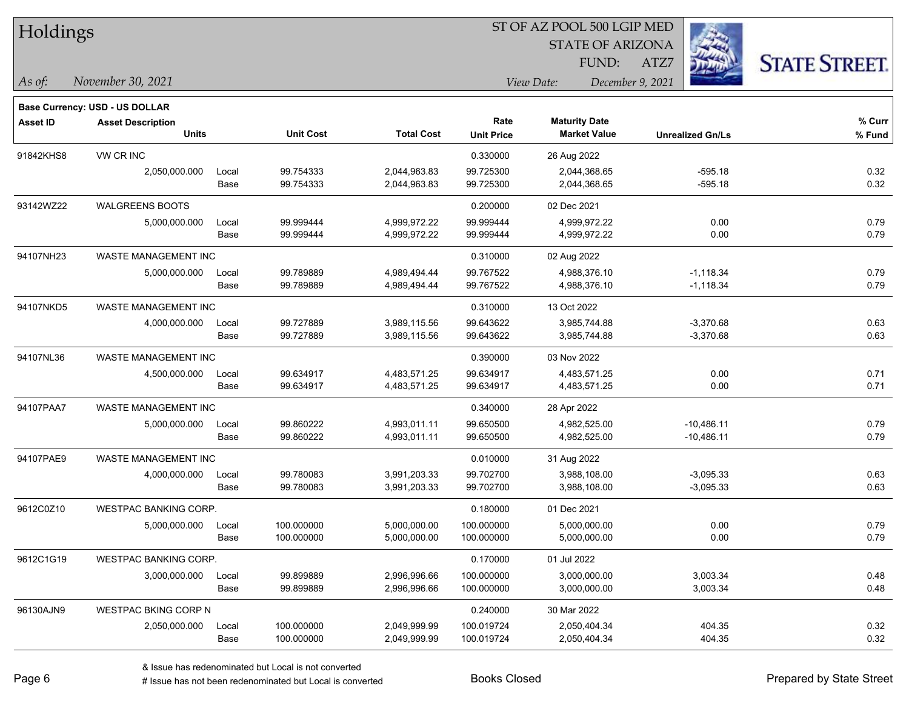# Holdings

ST OF AZ POOL 500 LGIP MED
STATE OF ARIZONA
FUND: ATZ7

*As of:* *November 30, 2021*

*View Date:* *December 9, 2021*

**Base Currency: USD - US DOLLAR**

| Asset ID | Asset Description / Units | | Unit Cost | Total Cost | Rate / Unit Price | Maturity Date / Market Value | Unrealized Gn/Ls | % Curr / % Fund |
|---|---|---|---|---|---|---|---|---|
| 91842KHS8 | VW CR INC | | | | 0.330000 | 26 Aug 2022 | | |
| | 2,050,000.000 | Local | 99.754333 | 2,044,963.83 | 99.725300 | 2,044,368.65 | -595.18 | 0.32 |
| | | Base | 99.754333 | 2,044,963.83 | 99.725300 | 2,044,368.65 | -595.18 | 0.32 |
| 93142WZ22 | WALGREENS BOOTS | | | | 0.200000 | 02 Dec 2021 | | |
| | 5,000,000.000 | Local | 99.999444 | 4,999,972.22 | 99.999444 | 4,999,972.22 | 0.00 | 0.79 |
| | | Base | 99.999444 | 4,999,972.22 | 99.999444 | 4,999,972.22 | 0.00 | 0.79 |
| 94107NH23 | WASTE MANAGEMENT INC | | | | 0.310000 | 02 Aug 2022 | | |
| | 5,000,000.000 | Local | 99.789889 | 4,989,494.44 | 99.767522 | 4,988,376.10 | -1,118.34 | 0.79 |
| | | Base | 99.789889 | 4,989,494.44 | 99.767522 | 4,988,376.10 | -1,118.34 | 0.79 |
| 94107NKD5 | WASTE MANAGEMENT INC | | | | 0.310000 | 13 Oct 2022 | | |
| | 4,000,000.000 | Local | 99.727889 | 3,989,115.56 | 99.643622 | 3,985,744.88 | -3,370.68 | 0.63 |
| | | Base | 99.727889 | 3,989,115.56 | 99.643622 | 3,985,744.88 | -3,370.68 | 0.63 |
| 94107NL36 | WASTE MANAGEMENT INC | | | | 0.390000 | 03 Nov 2022 | | |
| | 4,500,000.000 | Local | 99.634917 | 4,483,571.25 | 99.634917 | 4,483,571.25 | 0.00 | 0.71 |
| | | Base | 99.634917 | 4,483,571.25 | 99.634917 | 4,483,571.25 | 0.00 | 0.71 |
| 94107PAA7 | WASTE MANAGEMENT INC | | | | 0.340000 | 28 Apr 2022 | | |
| | 5,000,000.000 | Local | 99.860222 | 4,993,011.11 | 99.650500 | 4,982,525.00 | -10,486.11 | 0.79 |
| | | Base | 99.860222 | 4,993,011.11 | 99.650500 | 4,982,525.00 | -10,486.11 | 0.79 |
| 94107PAE9 | WASTE MANAGEMENT INC | | | | 0.010000 | 31 Aug 2022 | | |
| | 4,000,000.000 | Local | 99.780083 | 3,991,203.33 | 99.702700 | 3,988,108.00 | -3,095.33 | 0.63 |
| | | Base | 99.780083 | 3,991,203.33 | 99.702700 | 3,988,108.00 | -3,095.33 | 0.63 |
| 9612C0Z10 | WESTPAC BANKING CORP. | | | | 0.180000 | 01 Dec 2021 | | |
| | 5,000,000.000 | Local | 100.000000 | 5,000,000.00 | 100.000000 | 5,000,000.00 | 0.00 | 0.79 |
| | | Base | 100.000000 | 5,000,000.00 | 100.000000 | 5,000,000.00 | 0.00 | 0.79 |
| 9612C1G19 | WESTPAC BANKING CORP. | | | | 0.170000 | 01 Jul 2022 | | |
| | 3,000,000.000 | Local | 99.899889 | 2,996,996.66 | 100.000000 | 3,000,000.00 | 3,003.34 | 0.48 |
| | | Base | 99.899889 | 2,996,996.66 | 100.000000 | 3,000,000.00 | 3,003.34 | 0.48 |
| 96130AJN9 | WESTPAC BKING CORP N | | | | 0.240000 | 30 Mar 2022 | | |
| | 2,050,000.000 | Local | 100.000000 | 2,049,999.99 | 100.019724 | 2,050,404.34 | 404.35 | 0.32 |
| | | Base | 100.000000 | 2,049,999.99 | 100.019724 | 2,050,404.34 | 404.35 | 0.32 |

& Issue has redenominated but Local is not converted
# Issue has not been redenominated but Local is converted

Books Closed

Prepared by State Street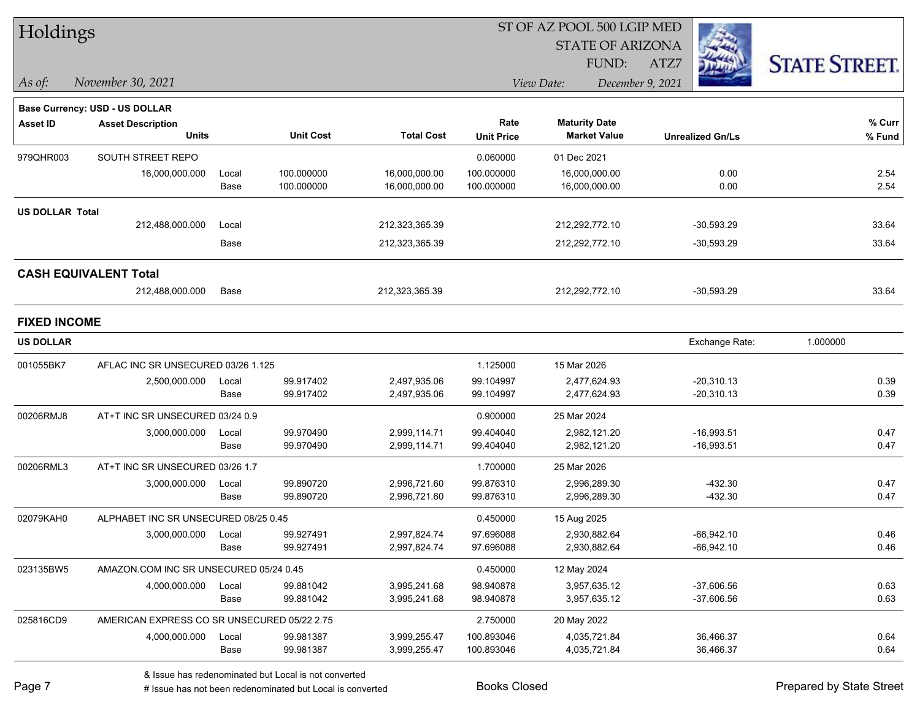# Holdings

ST OF AZ POOL 500 LGIP MED
STATE OF ARIZONA
FUND: ATZ7

*As of:* *November 30, 2021*
*View Date:* *December 9, 2021*

**Base Currency: USD - US DOLLAR**

| Asset ID | Asset Description / Units | | Unit Cost | Total Cost | Rate / Unit Price | Maturity Date / Market Value | Unrealized Gn/Ls | % Curr / % Fund |
|---|---|---|---|---|---|---|---|---|
| 979QHR003 | SOUTH STREET REPO | | | | 0.060000 | 01 Dec 2021 | | |
| | 16,000,000.000 | Local | 100.000000 | 16,000,000.00 | 100.000000 | 16,000,000.00 | 0.00 | 2.54 |
| | | Base | 100.000000 | 16,000,000.00 | 100.000000 | 16,000,000.00 | 0.00 | 2.54 |
| **US DOLLAR Total** | | | | | | | | |
| | 212,488,000.000 | Local | | 212,323,365.39 | | 212,292,772.10 | -30,593.29 | 33.64 |
| | | Base | | 212,323,365.39 | | 212,292,772.10 | -30,593.29 | 33.64 |
| **CASH EQUIVALENT Total** | | | | | | | | |
| | 212,488,000.000 | Base | | 212,323,365.39 | | 212,292,772.10 | -30,593.29 | 33.64 |

## FIXED INCOME

**US DOLLAR** — Exchange Rate: 1.000000

| Asset ID | Asset Description / Units | | Unit Cost | Total Cost | Rate / Unit Price | Maturity Date / Market Value | Unrealized Gn/Ls | % Curr / % Fund |
|---|---|---|---|---|---|---|---|---|
| 001055BK7 | AFLAC INC SR UNSECURED 03/26 1.125 | | | | 1.125000 | 15 Mar 2026 | | |
| | 2,500,000.000 | Local | 99.917402 | 2,497,935.06 | 99.104997 | 2,477,624.93 | -20,310.13 | 0.39 |
| | | Base | 99.917402 | 2,497,935.06 | 99.104997 | 2,477,624.93 | -20,310.13 | 0.39 |
| 00206RMJ8 | AT+T INC SR UNSECURED 03/24 0.9 | | | | 0.900000 | 25 Mar 2024 | | |
| | 3,000,000.000 | Local | 99.970490 | 2,999,114.71 | 99.404040 | 2,982,121.20 | -16,993.51 | 0.47 |
| | | Base | 99.970490 | 2,999,114.71 | 99.404040 | 2,982,121.20 | -16,993.51 | 0.47 |
| 00206RML3 | AT+T INC SR UNSECURED 03/26 1.7 | | | | 1.700000 | 25 Mar 2026 | | |
| | 3,000,000.000 | Local | 99.890720 | 2,996,721.60 | 99.876310 | 2,996,289.30 | -432.30 | 0.47 |
| | | Base | 99.890720 | 2,996,721.60 | 99.876310 | 2,996,289.30 | -432.30 | 0.47 |
| 02079KAH0 | ALPHABET INC SR UNSECURED 08/25 0.45 | | | | 0.450000 | 15 Aug 2025 | | |
| | 3,000,000.000 | Local | 99.927491 | 2,997,824.74 | 97.696088 | 2,930,882.64 | -66,942.10 | 0.46 |
| | | Base | 99.927491 | 2,997,824.74 | 97.696088 | 2,930,882.64 | -66,942.10 | 0.46 |
| 023135BW5 | AMAZON.COM INC SR UNSECURED 05/24 0.45 | | | | 0.450000 | 12 May 2024 | | |
| | 4,000,000.000 | Local | 99.881042 | 3,995,241.68 | 98.940878 | 3,957,635.12 | -37,606.56 | 0.63 |
| | | Base | 99.881042 | 3,995,241.68 | 98.940878 | 3,957,635.12 | -37,606.56 | 0.63 |
| 025816CD9 | AMERICAN EXPRESS CO SR UNSECURED 05/22 2.75 | | | | 2.750000 | 20 May 2022 | | |
| | 4,000,000.000 | Local | 99.981387 | 3,999,255.47 | 100.893046 | 4,035,721.84 | 36,466.37 | 0.64 |
| | | Base | 99.981387 | 3,999,255.47 | 100.893046 | 4,035,721.84 | 36,466.37 | 0.64 |

& Issue has redenominated but Local is not converted
# Issue has not been redenominated but Local is converted

Books Closed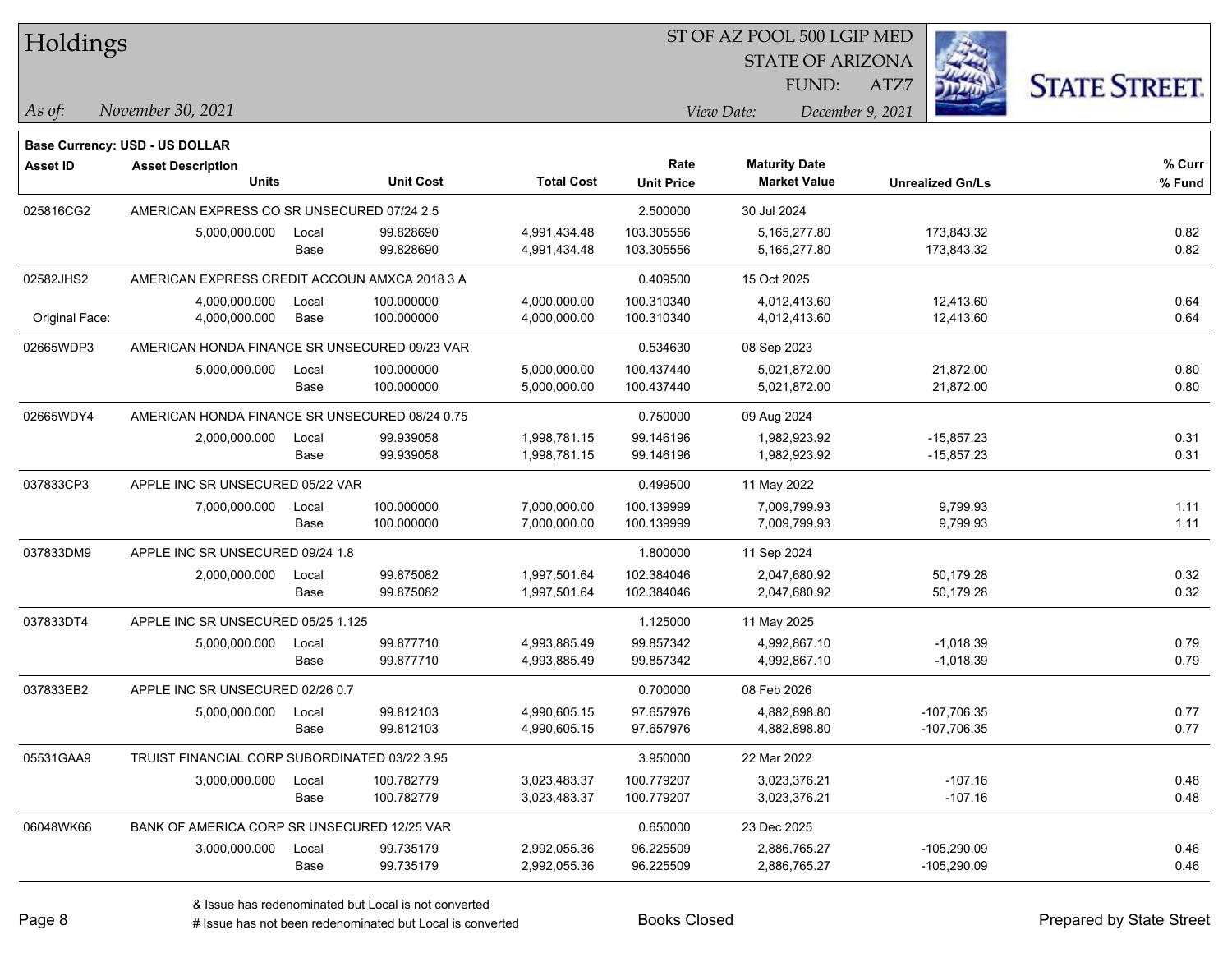# Holdings

ST OF AZ POOL 500 LGIP MED
STATE OF ARIZONA
FUND: ATZ7

*As of:* *November 30, 2021*

*View Date:* *December 9, 2021*

**Base Currency: USD - US DOLLAR**

| Asset ID | Asset Description Units | | Unit Cost | Total Cost | Rate Unit Price | Maturity Date Market Value | Unrealized Gn/Ls | % Curr % Fund |
|---|---|---|---|---|---|---|---|---|
| 025816CG2 | AMERICAN EXPRESS CO SR UNSECURED 07/24 2.5 | | | | 2.500000 | 30 Jul 2024 | | |
| | 5,000,000.000 | Local | 99.828690 | 4,991,434.48 | 103.305556 | 5,165,277.80 | 173,843.32 | 0.82 |
| | | Base | 99.828690 | 4,991,434.48 | 103.305556 | 5,165,277.80 | 173,843.32 | 0.82 |
| 02582JHS2 | AMERICAN EXPRESS CREDIT ACCOUN AMXCA 2018 3 A | | | | 0.409500 | 15 Oct 2025 | | |
| | 4,000,000.000 | Local | 100.000000 | 4,000,000.00 | 100.310340 | 4,012,413.60 | 12,413.60 | 0.64 |
| Original Face: | 4,000,000.000 | Base | 100.000000 | 4,000,000.00 | 100.310340 | 4,012,413.60 | 12,413.60 | 0.64 |
| 02665WDP3 | AMERICAN HONDA FINANCE SR UNSECURED 09/23 VAR | | | | 0.534630 | 08 Sep 2023 | | |
| | 5,000,000.000 | Local | 100.000000 | 5,000,000.00 | 100.437440 | 5,021,872.00 | 21,872.00 | 0.80 |
| | | Base | 100.000000 | 5,000,000.00 | 100.437440 | 5,021,872.00 | 21,872.00 | 0.80 |
| 02665WDY4 | AMERICAN HONDA FINANCE SR UNSECURED 08/24 0.75 | | | | 0.750000 | 09 Aug 2024 | | |
| | 2,000,000.000 | Local | 99.939058 | 1,998,781.15 | 99.146196 | 1,982,923.92 | -15,857.23 | 0.31 |
| | | Base | 99.939058 | 1,998,781.15 | 99.146196 | 1,982,923.92 | -15,857.23 | 0.31 |
| 037833CP3 | APPLE INC SR UNSECURED 05/22 VAR | | | | 0.499500 | 11 May 2022 | | |
| | 7,000,000.000 | Local | 100.000000 | 7,000,000.00 | 100.139999 | 7,009,799.93 | 9,799.93 | 1.11 |
| | | Base | 100.000000 | 7,000,000.00 | 100.139999 | 7,009,799.93 | 9,799.93 | 1.11 |
| 037833DM9 | APPLE INC SR UNSECURED 09/24 1.8 | | | | 1.800000 | 11 Sep 2024 | | |
| | 2,000,000.000 | Local | 99.875082 | 1,997,501.64 | 102.384046 | 2,047,680.92 | 50,179.28 | 0.32 |
| | | Base | 99.875082 | 1,997,501.64 | 102.384046 | 2,047,680.92 | 50,179.28 | 0.32 |
| 037833DT4 | APPLE INC SR UNSECURED 05/25 1.125 | | | | 1.125000 | 11 May 2025 | | |
| | 5,000,000.000 | Local | 99.877710 | 4,993,885.49 | 99.857342 | 4,992,867.10 | -1,018.39 | 0.79 |
| | | Base | 99.877710 | 4,993,885.49 | 99.857342 | 4,992,867.10 | -1,018.39 | 0.79 |
| 037833EB2 | APPLE INC SR UNSECURED 02/26 0.7 | | | | 0.700000 | 08 Feb 2026 | | |
| | 5,000,000.000 | Local | 99.812103 | 4,990,605.15 | 97.657976 | 4,882,898.80 | -107,706.35 | 0.77 |
| | | Base | 99.812103 | 4,990,605.15 | 97.657976 | 4,882,898.80 | -107,706.35 | 0.77 |
| 05531GAA9 | TRUIST FINANCIAL CORP SUBORDINATED 03/22 3.95 | | | | 3.950000 | 22 Mar 2022 | | |
| | 3,000,000.000 | Local | 100.782779 | 3,023,483.37 | 100.779207 | 3,023,376.21 | -107.16 | 0.48 |
| | | Base | 100.782779 | 3,023,483.37 | 100.779207 | 3,023,376.21 | -107.16 | 0.48 |
| 06048WK66 | BANK OF AMERICA CORP SR UNSECURED 12/25 VAR | | | | 0.650000 | 23 Dec 2025 | | |
| | 3,000,000.000 | Local | 99.735179 | 2,992,055.36 | 96.225509 | 2,886,765.27 | -105,290.09 | 0.46 |
| | | Base | 99.735179 | 2,992,055.36 | 96.225509 | 2,886,765.27 | -105,290.09 | 0.46 |

& Issue has redenominated but Local is not converted
# Issue has not been redenominated but Local is converted

Books Closed

Prepared by State Street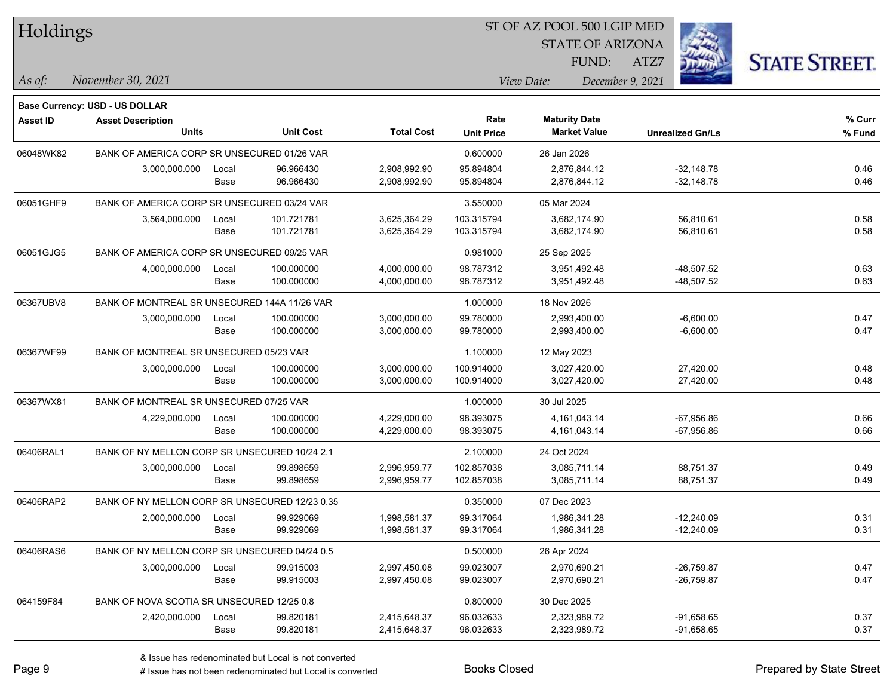# Holdings

ST OF AZ POOL 500 LGIP MED
STATE OF ARIZONA
FUND: ATZ7

*As of:* *November 30, 2021*

*View Date:* *December 9, 2021*

**Base Currency: USD - US DOLLAR**

| Asset ID | Asset Description / Units | | Unit Cost | Total Cost | Rate / Unit Price | Maturity Date / Market Value | Unrealized Gn/Ls | % Curr / % Fund |
|---|---|---|---|---|---|---|---|---|
| 06048WK82 | BANK OF AMERICA CORP SR UNSECURED 01/26 VAR | | | | 0.600000 | 26 Jan 2026 | | |
| | 3,000,000.000 | Local | 96.966430 | 2,908,992.90 | 95.894804 | 2,876,844.12 | -32,148.78 | 0.46 |
| | | Base | 96.966430 | 2,908,992.90 | 95.894804 | 2,876,844.12 | -32,148.78 | 0.46 |
| 06051GHF9 | BANK OF AMERICA CORP SR UNSECURED 03/24 VAR | | | | 3.550000 | 05 Mar 2024 | | |
| | 3,564,000.000 | Local | 101.721781 | 3,625,364.29 | 103.315794 | 3,682,174.90 | 56,810.61 | 0.58 |
| | | Base | 101.721781 | 3,625,364.29 | 103.315794 | 3,682,174.90 | 56,810.61 | 0.58 |
| 06051GJG5 | BANK OF AMERICA CORP SR UNSECURED 09/25 VAR | | | | 0.981000 | 25 Sep 2025 | | |
| | 4,000,000.000 | Local | 100.000000 | 4,000,000.00 | 98.787312 | 3,951,492.48 | -48,507.52 | 0.63 |
| | | Base | 100.000000 | 4,000,000.00 | 98.787312 | 3,951,492.48 | -48,507.52 | 0.63 |
| 06367UBV8 | BANK OF MONTREAL SR UNSECURED 144A 11/26 VAR | | | | 1.000000 | 18 Nov 2026 | | |
| | 3,000,000.000 | Local | 100.000000 | 3,000,000.00 | 99.780000 | 2,993,400.00 | -6,600.00 | 0.47 |
| | | Base | 100.000000 | 3,000,000.00 | 99.780000 | 2,993,400.00 | -6,600.00 | 0.47 |
| 06367WF99 | BANK OF MONTREAL SR UNSECURED 05/23 VAR | | | | 1.100000 | 12 May 2023 | | |
| | 3,000,000.000 | Local | 100.000000 | 3,000,000.00 | 100.914000 | 3,027,420.00 | 27,420.00 | 0.48 |
| | | Base | 100.000000 | 3,000,000.00 | 100.914000 | 3,027,420.00 | 27,420.00 | 0.48 |
| 06367WX81 | BANK OF MONTREAL SR UNSECURED 07/25 VAR | | | | 1.000000 | 30 Jul 2025 | | |
| | 4,229,000.000 | Local | 100.000000 | 4,229,000.00 | 98.393075 | 4,161,043.14 | -67,956.86 | 0.66 |
| | | Base | 100.000000 | 4,229,000.00 | 98.393075 | 4,161,043.14 | -67,956.86 | 0.66 |
| 06406RAL1 | BANK OF NY MELLON CORP SR UNSECURED 10/24 2.1 | | | | 2.100000 | 24 Oct 2024 | | |
| | 3,000,000.000 | Local | 99.898659 | 2,996,959.77 | 102.857038 | 3,085,711.14 | 88,751.37 | 0.49 |
| | | Base | 99.898659 | 2,996,959.77 | 102.857038 | 3,085,711.14 | 88,751.37 | 0.49 |
| 06406RAP2 | BANK OF NY MELLON CORP SR UNSECURED 12/23 0.35 | | | | 0.350000 | 07 Dec 2023 | | |
| | 2,000,000.000 | Local | 99.929069 | 1,998,581.37 | 99.317064 | 1,986,341.28 | -12,240.09 | 0.31 |
| | | Base | 99.929069 | 1,998,581.37 | 99.317064 | 1,986,341.28 | -12,240.09 | 0.31 |
| 06406RAS6 | BANK OF NY MELLON CORP SR UNSECURED 04/24 0.5 | | | | 0.500000 | 26 Apr 2024 | | |
| | 3,000,000.000 | Local | 99.915003 | 2,997,450.08 | 99.023007 | 2,970,690.21 | -26,759.87 | 0.47 |
| | | Base | 99.915003 | 2,997,450.08 | 99.023007 | 2,970,690.21 | -26,759.87 | 0.47 |
| 064159F84 | BANK OF NOVA SCOTIA SR UNSECURED 12/25 0.8 | | | | 0.800000 | 30 Dec 2025 | | |
| | 2,420,000.000 | Local | 99.820181 | 2,415,648.37 | 96.032633 | 2,323,989.72 | -91,658.65 | 0.37 |
| | | Base | 99.820181 | 2,415,648.37 | 96.032633 | 2,323,989.72 | -91,658.65 | 0.37 |

& Issue has redenominated but Local is not converted
# Issue has not been redenominated but Local is converted

Books Closed

Prepared by State Street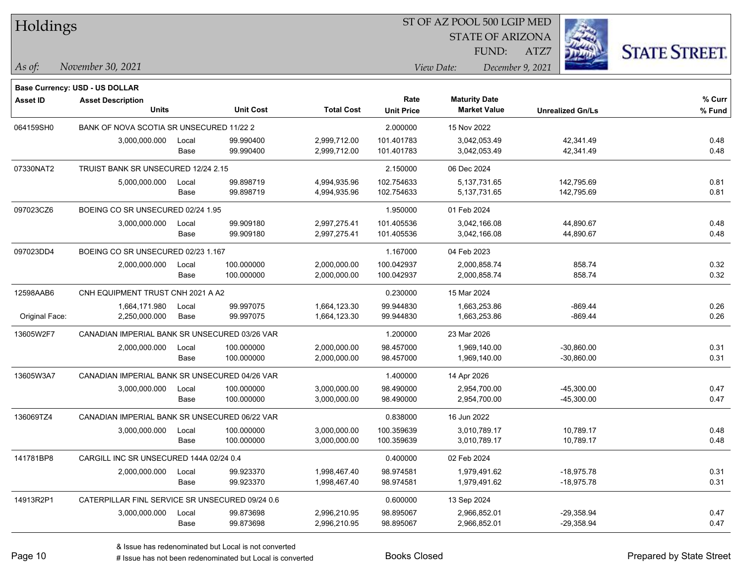# Holdings

ST OF AZ POOL 500 LGIP MED
STATE OF ARIZONA
FUND: ATZ7

*As of:* *November 30, 2021*
*View Date:* *December 9, 2021*

STATE STREET.

**Base Currency: USD - US DOLLAR**

| Asset ID | Asset Description / Units | | Unit Cost | Total Cost | Rate / Unit Price | Maturity Date / Market Value | Unrealized Gn/Ls | % Curr / % Fund |
|---|---|---|---|---|---|---|---|---|
| 064159SH0 | BANK OF NOVA SCOTIA SR UNSECURED 11/22 2 | | | | 2.000000 | 15 Nov 2022 | | |
| | 3,000,000.000 | Local | 99.990400 | 2,999,712.00 | 101.401783 | 3,042,053.49 | 42,341.49 | 0.48 |
| | | Base | 99.990400 | 2,999,712.00 | 101.401783 | 3,042,053.49 | 42,341.49 | 0.48 |
| 07330NAT2 | TRUIST BANK SR UNSECURED 12/24 2.15 | | | | 2.150000 | 06 Dec 2024 | | |
| | 5,000,000.000 | Local | 99.898719 | 4,994,935.96 | 102.754633 | 5,137,731.65 | 142,795.69 | 0.81 |
| | | Base | 99.898719 | 4,994,935.96 | 102.754633 | 5,137,731.65 | 142,795.69 | 0.81 |
| 097023CZ6 | BOEING CO SR UNSECURED 02/24 1.95 | | | | 1.950000 | 01 Feb 2024 | | |
| | 3,000,000.000 | Local | 99.909180 | 2,997,275.41 | 101.405536 | 3,042,166.08 | 44,890.67 | 0.48 |
| | | Base | 99.909180 | 2,997,275.41 | 101.405536 | 3,042,166.08 | 44,890.67 | 0.48 |
| 097023DD4 | BOEING CO SR UNSECURED 02/23 1.167 | | | | 1.167000 | 04 Feb 2023 | | |
| | 2,000,000.000 | Local | 100.000000 | 2,000,000.00 | 100.042937 | 2,000,858.74 | 858.74 | 0.32 |
| | | Base | 100.000000 | 2,000,000.00 | 100.042937 | 2,000,858.74 | 858.74 | 0.32 |
| 12598AAB6 | CNH EQUIPMENT TRUST CNH 2021 A A2 | | | | 0.230000 | 15 Mar 2024 | | |
| | 1,664,171.980 | Local | 99.997075 | 1,664,123.30 | 99.944830 | 1,663,253.86 | -869.44 | 0.26 |
| Original Face: | 2,250,000.000 | Base | 99.997075 | 1,664,123.30 | 99.944830 | 1,663,253.86 | -869.44 | 0.26 |
| 13605W2F7 | CANADIAN IMPERIAL BANK SR UNSECURED 03/26 VAR | | | | 1.200000 | 23 Mar 2026 | | |
| | 2,000,000.000 | Local | 100.000000 | 2,000,000.00 | 98.457000 | 1,969,140.00 | -30,860.00 | 0.31 |
| | | Base | 100.000000 | 2,000,000.00 | 98.457000 | 1,969,140.00 | -30,860.00 | 0.31 |
| 13605W3A7 | CANADIAN IMPERIAL BANK SR UNSECURED 04/26 VAR | | | | 1.400000 | 14 Apr 2026 | | |
| | 3,000,000.000 | Local | 100.000000 | 3,000,000.00 | 98.490000 | 2,954,700.00 | -45,300.00 | 0.47 |
| | | Base | 100.000000 | 3,000,000.00 | 98.490000 | 2,954,700.00 | -45,300.00 | 0.47 |
| 136069TZ4 | CANADIAN IMPERIAL BANK SR UNSECURED 06/22 VAR | | | | 0.838000 | 16 Jun 2022 | | |
| | 3,000,000.000 | Local | 100.000000 | 3,000,000.00 | 100.359639 | 3,010,789.17 | 10,789.17 | 0.48 |
| | | Base | 100.000000 | 3,000,000.00 | 100.359639 | 3,010,789.17 | 10,789.17 | 0.48 |
| 141781BP8 | CARGILL INC SR UNSECURED 144A 02/24 0.4 | | | | 0.400000 | 02 Feb 2024 | | |
| | 2,000,000.000 | Local | 99.923370 | 1,998,467.40 | 98.974581 | 1,979,491.62 | -18,975.78 | 0.31 |
| | | Base | 99.923370 | 1,998,467.40 | 98.974581 | 1,979,491.62 | -18,975.78 | 0.31 |
| 14913R2P1 | CATERPILLAR FINL SERVICE SR UNSECURED 09/24 0.6 | | | | 0.600000 | 13 Sep 2024 | | |
| | 3,000,000.000 | Local | 99.873698 | 2,996,210.95 | 98.895067 | 2,966,852.01 | -29,358.94 | 0.47 |
| | | Base | 99.873698 | 2,996,210.95 | 98.895067 | 2,966,852.01 | -29,358.94 | 0.47 |

& Issue has redenominated but Local is not converted
# Issue has not been redenominated but Local is converted

Books Closed

Prepared by State Street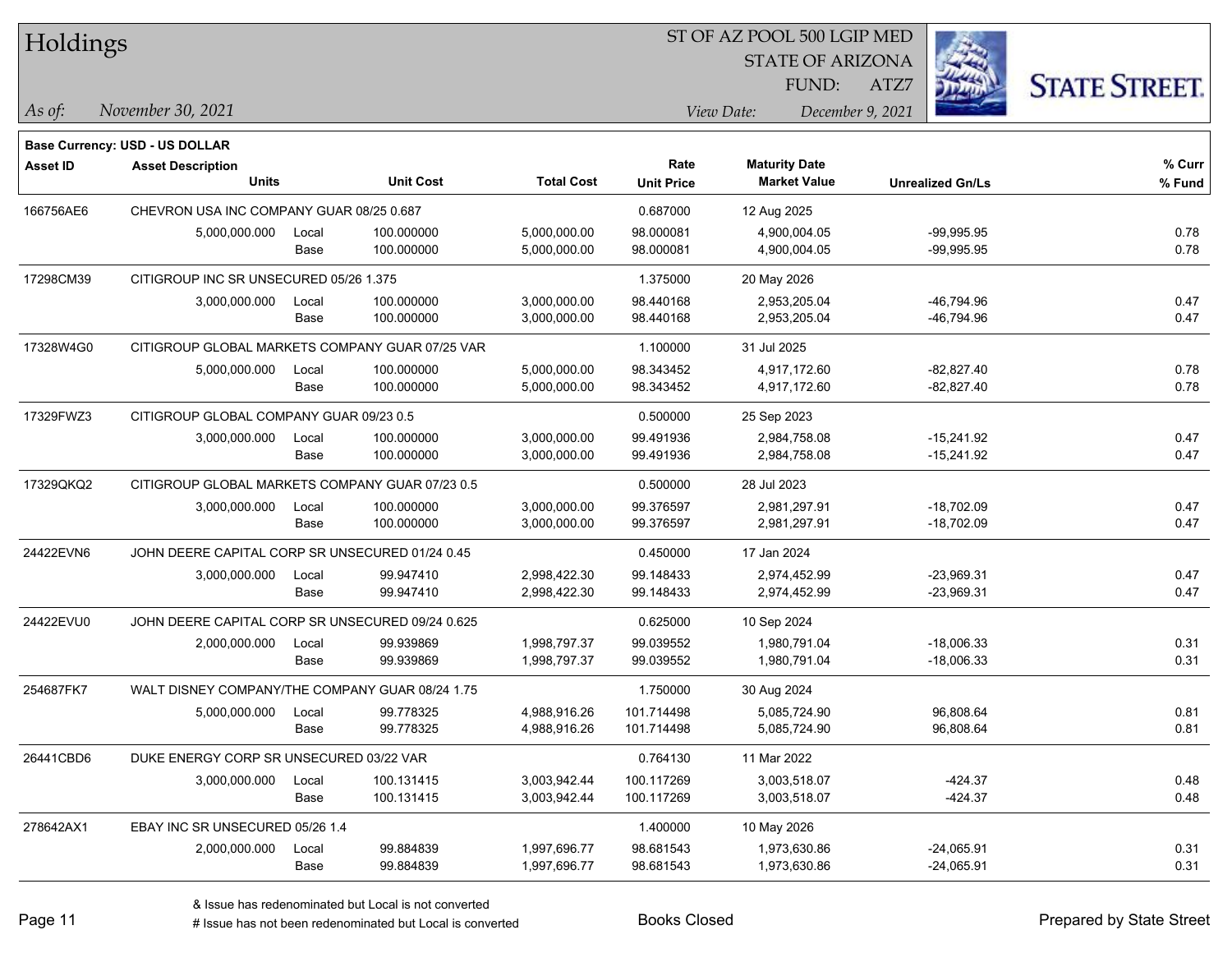# Holdings

ST OF AZ POOL 500 LGIP MED
STATE OF ARIZONA
FUND: ATZ7

*As of:* November 30, 2021
*View Date:* December 9, 2021

**Base Currency: USD - US DOLLAR**

| Asset ID | Asset Description / Units | | Unit Cost | Total Cost | Rate / Unit Price | Maturity Date / Market Value | Unrealized Gn/Ls | % Curr / % Fund |
|---|---|---|---|---|---|---|---|---|
| 166756AE6 | CHEVRON USA INC COMPANY GUAR 08/25 0.687 | | | | 0.687000 | 12 Aug 2025 | | |
| | 5,000,000.000 | Local | 100.000000 | 5,000,000.00 | 98.000081 | 4,900,004.05 | -99,995.95 | 0.78 |
| | | Base | 100.000000 | 5,000,000.00 | 98.000081 | 4,900,004.05 | -99,995.95 | 0.78 |
| 17298CM39 | CITIGROUP INC SR UNSECURED 05/26 1.375 | | | | 1.375000 | 20 May 2026 | | |
| | 3,000,000.000 | Local | 100.000000 | 3,000,000.00 | 98.440168 | 2,953,205.04 | -46,794.96 | 0.47 |
| | | Base | 100.000000 | 3,000,000.00 | 98.440168 | 2,953,205.04 | -46,794.96 | 0.47 |
| 17328W4G0 | CITIGROUP GLOBAL MARKETS COMPANY GUAR 07/25 VAR | | | | 1.100000 | 31 Jul 2025 | | |
| | 5,000,000.000 | Local | 100.000000 | 5,000,000.00 | 98.343452 | 4,917,172.60 | -82,827.40 | 0.78 |
| | | Base | 100.000000 | 5,000,000.00 | 98.343452 | 4,917,172.60 | -82,827.40 | 0.78 |
| 17329FWZ3 | CITIGROUP GLOBAL COMPANY GUAR 09/23 0.5 | | | | 0.500000 | 25 Sep 2023 | | |
| | 3,000,000.000 | Local | 100.000000 | 3,000,000.00 | 99.491936 | 2,984,758.08 | -15,241.92 | 0.47 |
| | | Base | 100.000000 | 3,000,000.00 | 99.491936 | 2,984,758.08 | -15,241.92 | 0.47 |
| 17329QKQ2 | CITIGROUP GLOBAL MARKETS COMPANY GUAR 07/23 0.5 | | | | 0.500000 | 28 Jul 2023 | | |
| | 3,000,000.000 | Local | 100.000000 | 3,000,000.00 | 99.376597 | 2,981,297.91 | -18,702.09 | 0.47 |
| | | Base | 100.000000 | 3,000,000.00 | 99.376597 | 2,981,297.91 | -18,702.09 | 0.47 |
| 24422EVN6 | JOHN DEERE CAPITAL CORP SR UNSECURED 01/24 0.45 | | | | 0.450000 | 17 Jan 2024 | | |
| | 3,000,000.000 | Local | 99.947410 | 2,998,422.30 | 99.148433 | 2,974,452.99 | -23,969.31 | 0.47 |
| | | Base | 99.947410 | 2,998,422.30 | 99.148433 | 2,974,452.99 | -23,969.31 | 0.47 |
| 24422EVU0 | JOHN DEERE CAPITAL CORP SR UNSECURED 09/24 0.625 | | | | 0.625000 | 10 Sep 2024 | | |
| | 2,000,000.000 | Local | 99.939869 | 1,998,797.37 | 99.039552 | 1,980,791.04 | -18,006.33 | 0.31 |
| | | Base | 99.939869 | 1,998,797.37 | 99.039552 | 1,980,791.04 | -18,006.33 | 0.31 |
| 254687FK7 | WALT DISNEY COMPANY/THE COMPANY GUAR 08/24 1.75 | | | | 1.750000 | 30 Aug 2024 | | |
| | 5,000,000.000 | Local | 99.778325 | 4,988,916.26 | 101.714498 | 5,085,724.90 | 96,808.64 | 0.81 |
| | | Base | 99.778325 | 4,988,916.26 | 101.714498 | 5,085,724.90 | 96,808.64 | 0.81 |
| 26441CBD6 | DUKE ENERGY CORP SR UNSECURED 03/22 VAR | | | | 0.764130 | 11 Mar 2022 | | |
| | 3,000,000.000 | Local | 100.131415 | 3,003,942.44 | 100.117269 | 3,003,518.07 | -424.37 | 0.48 |
| | | Base | 100.131415 | 3,003,942.44 | 100.117269 | 3,003,518.07 | -424.37 | 0.48 |
| 278642AX1 | EBAY INC SR UNSECURED 05/26 1.4 | | | | 1.400000 | 10 May 2026 | | |
| | 2,000,000.000 | Local | 99.884839 | 1,997,696.77 | 98.681543 | 1,973,630.86 | -24,065.91 | 0.31 |
| | | Base | 99.884839 | 1,997,696.77 | 98.681543 | 1,973,630.86 | -24,065.91 | 0.31 |

& Issue has redenominated but Local is not converted
# Issue has not been redenominated but Local is converted

Books Closed

Prepared by State Street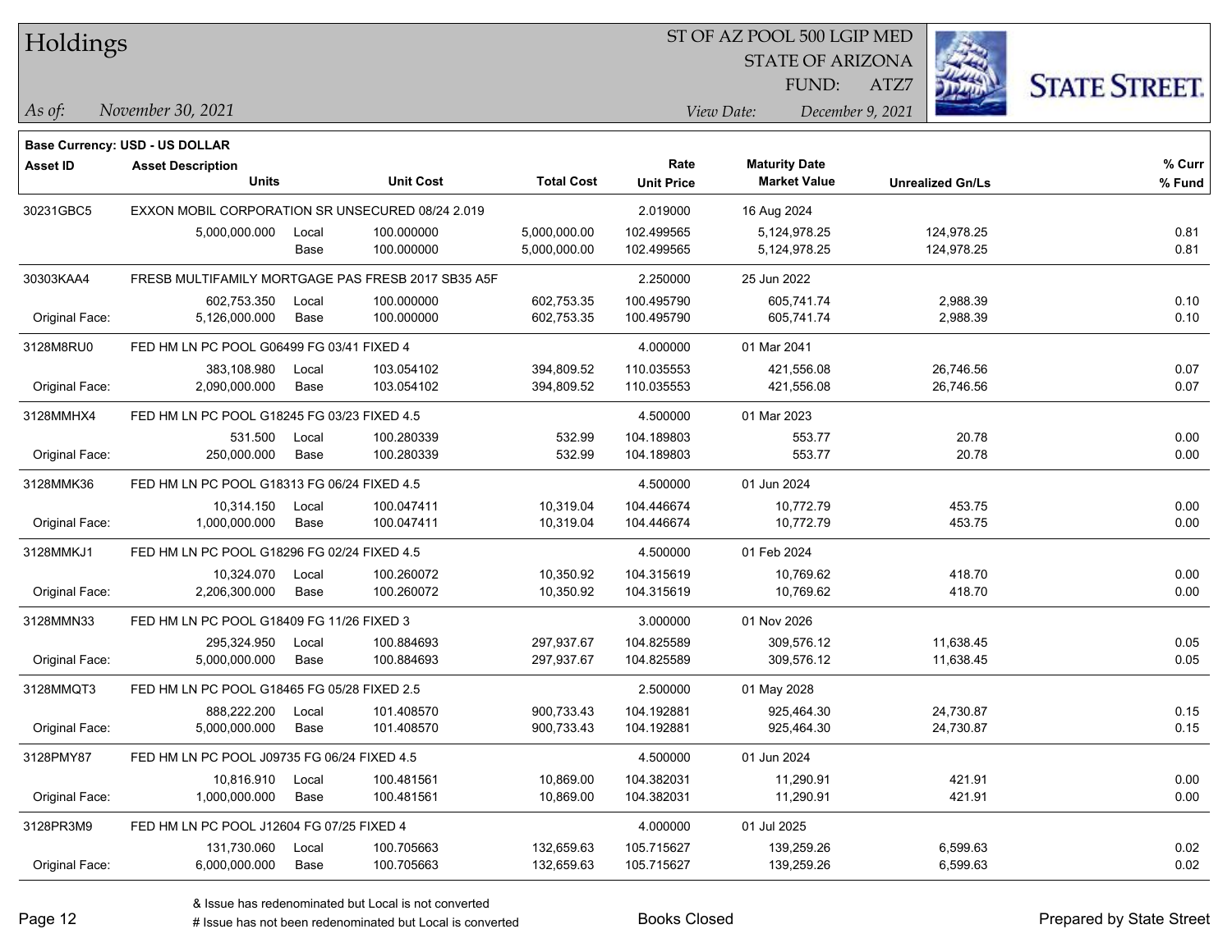# Holdings

ST OF AZ POOL 500 LGIP MED
STATE OF ARIZONA
FUND: ATZ7

*As of:* November 30, 2021

*View Date:* December 9, 2021

**Base Currency: USD - US DOLLAR**

| Asset ID | Asset Description / Units | | Unit Cost | Total Cost | Rate / Unit Price | Maturity Date / Market Value | Unrealized Gn/Ls | % Curr / % Fund |
|---|---|---|---|---|---|---|---|---|
| 30231GBC5 | EXXON MOBIL CORPORATION SR UNSECURED 08/24 2.019 | | | | 2.019000 | 16 Aug 2024 | | |
| | 5,000,000.000 | Local | 100.000000 | 5,000,000.00 | 102.499565 | 5,124,978.25 | 124,978.25 | 0.81 |
| | | Base | 100.000000 | 5,000,000.00 | 102.499565 | 5,124,978.25 | 124,978.25 | 0.81 |
| 30303KAA4 | FRESB MULTIFAMILY MORTGAGE PAS FRESB 2017 SB35 A5F | | | | 2.250000 | 25 Jun 2022 | | |
| | 602,753.350 | Local | 100.000000 | 602,753.35 | 100.495790 | 605,741.74 | 2,988.39 | 0.10 |
| Original Face: | 5,126,000.000 | Base | 100.000000 | 602,753.35 | 100.495790 | 605,741.74 | 2,988.39 | 0.10 |
| 3128M8RU0 | FED HM LN PC POOL G06499 FG 03/41 FIXED 4 | | | | 4.000000 | 01 Mar 2041 | | |
| | 383,108.980 | Local | 103.054102 | 394,809.52 | 110.035553 | 421,556.08 | 26,746.56 | 0.07 |
| Original Face: | 2,090,000.000 | Base | 103.054102 | 394,809.52 | 110.035553 | 421,556.08 | 26,746.56 | 0.07 |
| 3128MMHX4 | FED HM LN PC POOL G18245 FG 03/23 FIXED 4.5 | | | | 4.500000 | 01 Mar 2023 | | |
| | 531.500 | Local | 100.280339 | 532.99 | 104.189803 | 553.77 | 20.78 | 0.00 |
| Original Face: | 250,000.000 | Base | 100.280339 | 532.99 | 104.189803 | 553.77 | 20.78 | 0.00 |
| 3128MMK36 | FED HM LN PC POOL G18313 FG 06/24 FIXED 4.5 | | | | 4.500000 | 01 Jun 2024 | | |
| | 10,314.150 | Local | 100.047411 | 10,319.04 | 104.446674 | 10,772.79 | 453.75 | 0.00 |
| Original Face: | 1,000,000.000 | Base | 100.047411 | 10,319.04 | 104.446674 | 10,772.79 | 453.75 | 0.00 |
| 3128MMKJ1 | FED HM LN PC POOL G18296 FG 02/24 FIXED 4.5 | | | | 4.500000 | 01 Feb 2024 | | |
| | 10,324.070 | Local | 100.260072 | 10,350.92 | 104.315619 | 10,769.62 | 418.70 | 0.00 |
| Original Face: | 2,206,300.000 | Base | 100.260072 | 10,350.92 | 104.315619 | 10,769.62 | 418.70 | 0.00 |
| 3128MMN33 | FED HM LN PC POOL G18409 FG 11/26 FIXED 3 | | | | 3.000000 | 01 Nov 2026 | | |
| | 295,324.950 | Local | 100.884693 | 297,937.67 | 104.825589 | 309,576.12 | 11,638.45 | 0.05 |
| Original Face: | 5,000,000.000 | Base | 100.884693 | 297,937.67 | 104.825589 | 309,576.12 | 11,638.45 | 0.05 |
| 3128MMQT3 | FED HM LN PC POOL G18465 FG 05/28 FIXED 2.5 | | | | 2.500000 | 01 May 2028 | | |
| | 888,222.200 | Local | 101.408570 | 900,733.43 | 104.192881 | 925,464.30 | 24,730.87 | 0.15 |
| Original Face: | 5,000,000.000 | Base | 101.408570 | 900,733.43 | 104.192881 | 925,464.30 | 24,730.87 | 0.15 |
| 3128PMY87 | FED HM LN PC POOL J09735 FG 06/24 FIXED 4.5 | | | | 4.500000 | 01 Jun 2024 | | |
| | 10,816.910 | Local | 100.481561 | 10,869.00 | 104.382031 | 11,290.91 | 421.91 | 0.00 |
| Original Face: | 1,000,000.000 | Base | 100.481561 | 10,869.00 | 104.382031 | 11,290.91 | 421.91 | 0.00 |
| 3128PR3M9 | FED HM LN PC POOL J12604 FG 07/25 FIXED 4 | | | | 4.000000 | 01 Jul 2025 | | |
| | 131,730.060 | Local | 100.705663 | 132,659.63 | 105.715627 | 139,259.26 | 6,599.63 | 0.02 |
| Original Face: | 6,000,000.000 | Base | 100.705663 | 132,659.63 | 105.715627 | 139,259.26 | 6,599.63 | 0.02 |

& Issue has redenominated but Local is not converted
# Issue has not been redenominated but Local is converted

Books Closed

Prepared by State Street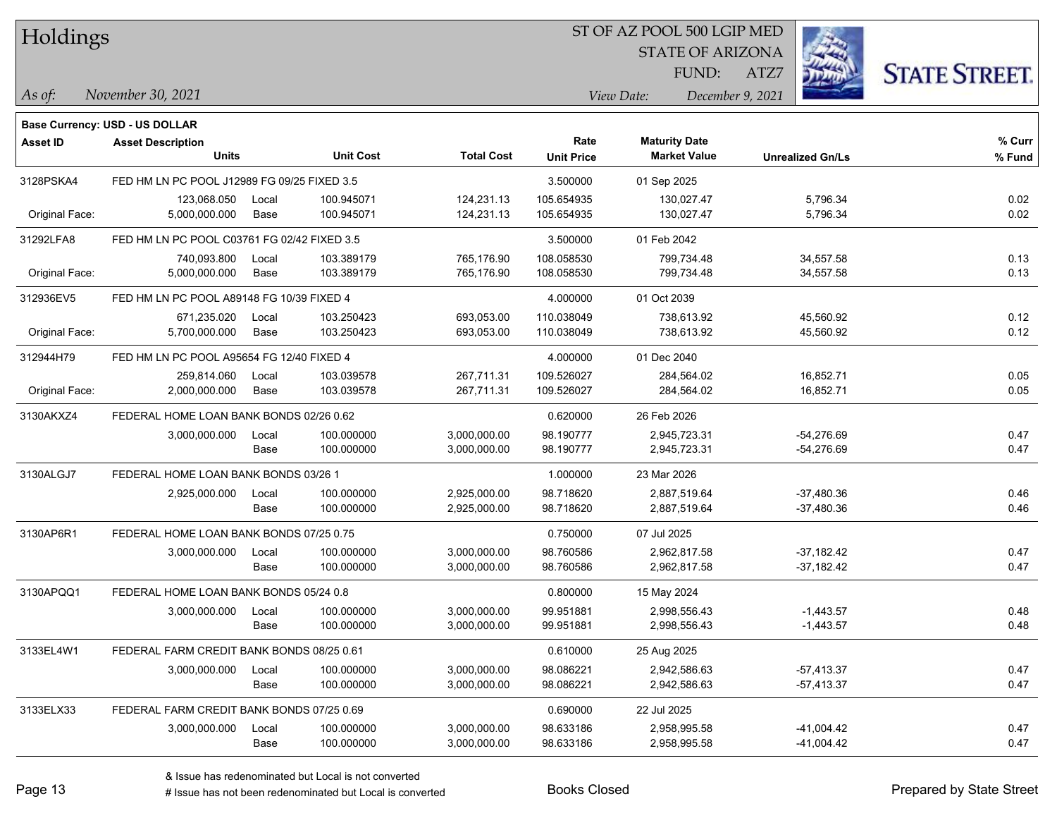# Holdings

ST OF AZ POOL 500 LGIP MED
STATE OF ARIZONA
FUND: ATZ7

*As of:* *November 30, 2021*

*View Date:* *December 9, 2021*

**Base Currency: USD - US DOLLAR**

| Asset ID | Asset Description / Units | | Unit Cost | Total Cost | Rate / Unit Price | Maturity Date / Market Value | Unrealized Gn/Ls | % Curr / % Fund |
|---|---|---|---|---|---|---|---|---|
| 3128PSKA4 | FED HM LN PC POOL J12989 FG 09/25 FIXED 3.5 | | | | 3.500000 | 01 Sep 2025 | | |
| | 123,068.050 | Local | 100.945071 | 124,231.13 | 105.654935 | 130,027.47 | 5,796.34 | 0.02 |
| Original Face: | 5,000,000.000 | Base | 100.945071 | 124,231.13 | 105.654935 | 130,027.47 | 5,796.34 | 0.02 |
| 31292LFA8 | FED HM LN PC POOL C03761 FG 02/42 FIXED 3.5 | | | | 3.500000 | 01 Feb 2042 | | |
| | 740,093.800 | Local | 103.389179 | 765,176.90 | 108.058530 | 799,734.48 | 34,557.58 | 0.13 |
| Original Face: | 5,000,000.000 | Base | 103.389179 | 765,176.90 | 108.058530 | 799,734.48 | 34,557.58 | 0.13 |
| 312936EV5 | FED HM LN PC POOL A89148 FG 10/39 FIXED 4 | | | | 4.000000 | 01 Oct 2039 | | |
| | 671,235.020 | Local | 103.250423 | 693,053.00 | 110.038049 | 738,613.92 | 45,560.92 | 0.12 |
| Original Face: | 5,700,000.000 | Base | 103.250423 | 693,053.00 | 110.038049 | 738,613.92 | 45,560.92 | 0.12 |
| 312944H79 | FED HM LN PC POOL A95654 FG 12/40 FIXED 4 | | | | 4.000000 | 01 Dec 2040 | | |
| | 259,814.060 | Local | 103.039578 | 267,711.31 | 109.526027 | 284,564.02 | 16,852.71 | 0.05 |
| Original Face: | 2,000,000.000 | Base | 103.039578 | 267,711.31 | 109.526027 | 284,564.02 | 16,852.71 | 0.05 |
| 3130AKXZ4 | FEDERAL HOME LOAN BANK BONDS 02/26 0.62 | | | | 0.620000 | 26 Feb 2026 | | |
| | 3,000,000.000 | Local | 100.000000 | 3,000,000.00 | 98.190777 | 2,945,723.31 | -54,276.69 | 0.47 |
| | | Base | 100.000000 | 3,000,000.00 | 98.190777 | 2,945,723.31 | -54,276.69 | 0.47 |
| 3130ALGJ7 | FEDERAL HOME LOAN BANK BONDS 03/26 1 | | | | 1.000000 | 23 Mar 2026 | | |
| | 2,925,000.000 | Local | 100.000000 | 2,925,000.00 | 98.718620 | 2,887,519.64 | -37,480.36 | 0.46 |
| | | Base | 100.000000 | 2,925,000.00 | 98.718620 | 2,887,519.64 | -37,480.36 | 0.46 |
| 3130AP6R1 | FEDERAL HOME LOAN BANK BONDS 07/25 0.75 | | | | 0.750000 | 07 Jul 2025 | | |
| | 3,000,000.000 | Local | 100.000000 | 3,000,000.00 | 98.760586 | 2,962,817.58 | -37,182.42 | 0.47 |
| | | Base | 100.000000 | 3,000,000.00 | 98.760586 | 2,962,817.58 | -37,182.42 | 0.47 |
| 3130APQQ1 | FEDERAL HOME LOAN BANK BONDS 05/24 0.8 | | | | 0.800000 | 15 May 2024 | | |
| | 3,000,000.000 | Local | 100.000000 | 3,000,000.00 | 99.951881 | 2,998,556.43 | -1,443.57 | 0.48 |
| | | Base | 100.000000 | 3,000,000.00 | 99.951881 | 2,998,556.43 | -1,443.57 | 0.48 |
| 3133EL4W1 | FEDERAL FARM CREDIT BANK BONDS 08/25 0.61 | | | | 0.610000 | 25 Aug 2025 | | |
| | 3,000,000.000 | Local | 100.000000 | 3,000,000.00 | 98.086221 | 2,942,586.63 | -57,413.37 | 0.47 |
| | | Base | 100.000000 | 3,000,000.00 | 98.086221 | 2,942,586.63 | -57,413.37 | 0.47 |
| 3133ELX33 | FEDERAL FARM CREDIT BANK BONDS 07/25 0.69 | | | | 0.690000 | 22 Jul 2025 | | |
| | 3,000,000.000 | Local | 100.000000 | 3,000,000.00 | 98.633186 | 2,958,995.58 | -41,004.42 | 0.47 |
| | | Base | 100.000000 | 3,000,000.00 | 98.633186 | 2,958,995.58 | -41,004.42 | 0.47 |

& Issue has redenominated but Local is not converted
# Issue has not been redenominated but Local is converted

Books Closed

Prepared by State Street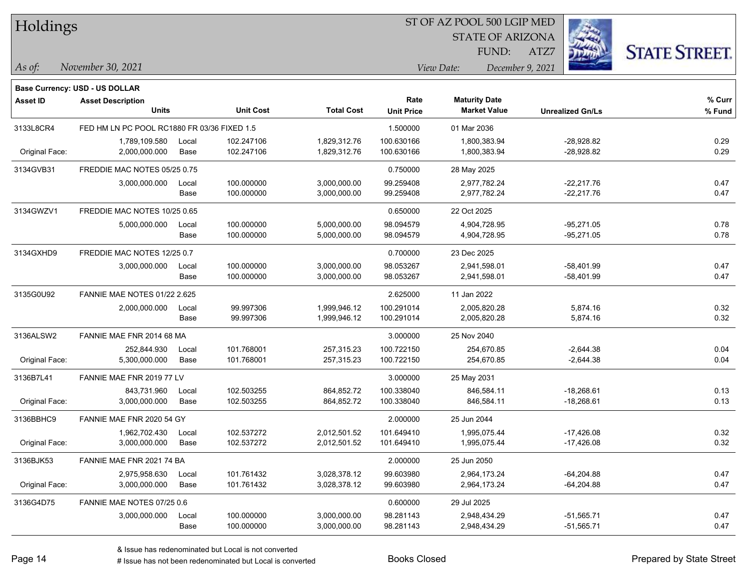# Holdings

ST OF AZ POOL 500 LGIP MED
STATE OF ARIZONA
FUND: ATZ7

*As of:* November 30, 2021 *View Date:* December 9, 2021

**Base Currency: USD - US DOLLAR**

| Asset ID | Asset Description / Units | | Unit Cost | Total Cost | Rate / Unit Price | Maturity Date / Market Value | Unrealized Gn/Ls | % Curr / % Fund |
|---|---|---|---|---|---|---|---|---|
| 3133L8CR4 | FED HM LN PC POOL RC1880 FR 03/36 FIXED 1.5 | | | | 1.500000 | 01 Mar 2036 | | |
| | 1,789,109.580 | Local | 102.247106 | 1,829,312.76 | 100.630166 | 1,800,383.94 | -28,928.82 | 0.29 |
| Original Face: | 2,000,000.000 | Base | 102.247106 | 1,829,312.76 | 100.630166 | 1,800,383.94 | -28,928.82 | 0.29 |
| 3134GVB31 | FREDDIE MAC NOTES 05/25 0.75 | | | | 0.750000 | 28 May 2025 | | |
| | 3,000,000.000 | Local | 100.000000 | 3,000,000.00 | 99.259408 | 2,977,782.24 | -22,217.76 | 0.47 |
| | | Base | 100.000000 | 3,000,000.00 | 99.259408 | 2,977,782.24 | -22,217.76 | 0.47 |
| 3134GWZV1 | FREDDIE MAC NOTES 10/25 0.65 | | | | 0.650000 | 22 Oct 2025 | | |
| | 5,000,000.000 | Local | 100.000000 | 5,000,000.00 | 98.094579 | 4,904,728.95 | -95,271.05 | 0.78 |
| | | Base | 100.000000 | 5,000,000.00 | 98.094579 | 4,904,728.95 | -95,271.05 | 0.78 |
| 3134GXHD9 | FREDDIE MAC NOTES 12/25 0.7 | | | | 0.700000 | 23 Dec 2025 | | |
| | 3,000,000.000 | Local | 100.000000 | 3,000,000.00 | 98.053267 | 2,941,598.01 | -58,401.99 | 0.47 |
| | | Base | 100.000000 | 3,000,000.00 | 98.053267 | 2,941,598.01 | -58,401.99 | 0.47 |
| 3135G0U92 | FANNIE MAE NOTES 01/22 2.625 | | | | 2.625000 | 11 Jan 2022 | | |
| | 2,000,000.000 | Local | 99.997306 | 1,999,946.12 | 100.291014 | 2,005,820.28 | 5,874.16 | 0.32 |
| | | Base | 99.997306 | 1,999,946.12 | 100.291014 | 2,005,820.28 | 5,874.16 | 0.32 |
| 3136ALSW2 | FANNIE MAE FNR 2014 68 MA | | | | 3.000000 | 25 Nov 2040 | | |
| | 252,844.930 | Local | 101.768001 | 257,315.23 | 100.722150 | 254,670.85 | -2,644.38 | 0.04 |
| Original Face: | 5,300,000.000 | Base | 101.768001 | 257,315.23 | 100.722150 | 254,670.85 | -2,644.38 | 0.04 |
| 3136B7L41 | FANNIE MAE FNR 2019 77 LV | | | | 3.000000 | 25 May 2031 | | |
| | 843,731.960 | Local | 102.503255 | 864,852.72 | 100.338040 | 846,584.11 | -18,268.61 | 0.13 |
| Original Face: | 3,000,000.000 | Base | 102.503255 | 864,852.72 | 100.338040 | 846,584.11 | -18,268.61 | 0.13 |
| 3136BBHC9 | FANNIE MAE FNR 2020 54 GY | | | | 2.000000 | 25 Jun 2044 | | |
| | 1,962,702.430 | Local | 102.537272 | 2,012,501.52 | 101.649410 | 1,995,075.44 | -17,426.08 | 0.32 |
| Original Face: | 3,000,000.000 | Base | 102.537272 | 2,012,501.52 | 101.649410 | 1,995,075.44 | -17,426.08 | 0.32 |
| 3136BJK53 | FANNIE MAE FNR 2021 74 BA | | | | 2.000000 | 25 Jun 2050 | | |
| | 2,975,958.630 | Local | 101.761432 | 3,028,378.12 | 99.603980 | 2,964,173.24 | -64,204.88 | 0.47 |
| Original Face: | 3,000,000.000 | Base | 101.761432 | 3,028,378.12 | 99.603980 | 2,964,173.24 | -64,204.88 | 0.47 |
| 3136G4D75 | FANNIE MAE NOTES 07/25 0.6 | | | | 0.600000 | 29 Jul 2025 | | |
| | 3,000,000.000 | Local | 100.000000 | 3,000,000.00 | 98.281143 | 2,948,434.29 | -51,565.71 | 0.47 |
| | | Base | 100.000000 | 3,000,000.00 | 98.281143 | 2,948,434.29 | -51,565.71 | 0.47 |

& Issue has redenominated but Local is not converted
# Issue has not been redenominated but Local is converted

Books Closed

Prepared by State Street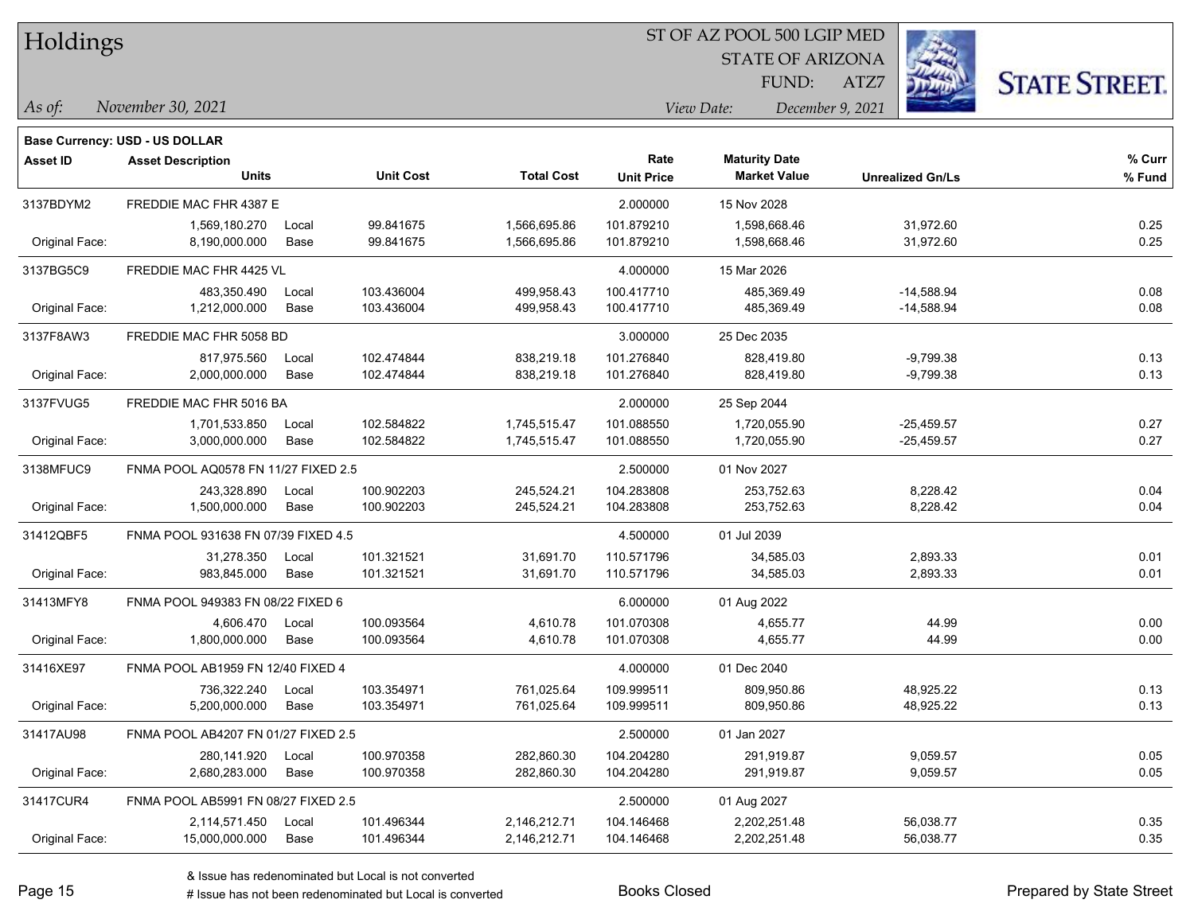# Holdings

ST OF AZ POOL 500 LGIP MED
STATE OF ARIZONA
FUND: ATZ7

*As of:* *November 30, 2021*

*View Date:* *December 9, 2021*

**Base Currency: USD - US DOLLAR**

| Asset ID | Asset Description / Units | | Unit Cost | Total Cost | Rate / Unit Price | Maturity Date / Market Value | Unrealized Gn/Ls | % Curr / % Fund |
|---|---|---|---|---|---|---|---|---|
| 3137BDYM2 | FREDDIE MAC FHR 4387 E | | | | 2.000000 | 15 Nov 2028 | | |
| | 1,569,180.270 | Local | 99.841675 | 1,566,695.86 | 101.879210 | 1,598,668.46 | 31,972.60 | 0.25 |
| Original Face: | 8,190,000.000 | Base | 99.841675 | 1,566,695.86 | 101.879210 | 1,598,668.46 | 31,972.60 | 0.25 |
| 3137BG5C9 | FREDDIE MAC FHR 4425 VL | | | | 4.000000 | 15 Mar 2026 | | |
| | 483,350.490 | Local | 103.436004 | 499,958.43 | 100.417710 | 485,369.49 | -14,588.94 | 0.08 |
| Original Face: | 1,212,000.000 | Base | 103.436004 | 499,958.43 | 100.417710 | 485,369.49 | -14,588.94 | 0.08 |
| 3137F8AW3 | FREDDIE MAC FHR 5058 BD | | | | 3.000000 | 25 Dec 2035 | | |
| | 817,975.560 | Local | 102.474844 | 838,219.18 | 101.276840 | 828,419.80 | -9,799.38 | 0.13 |
| Original Face: | 2,000,000.000 | Base | 102.474844 | 838,219.18 | 101.276840 | 828,419.80 | -9,799.38 | 0.13 |
| 3137FVUG5 | FREDDIE MAC FHR 5016 BA | | | | 2.000000 | 25 Sep 2044 | | |
| | 1,701,533.850 | Local | 102.584822 | 1,745,515.47 | 101.088550 | 1,720,055.90 | -25,459.57 | 0.27 |
| Original Face: | 3,000,000.000 | Base | 102.584822 | 1,745,515.47 | 101.088550 | 1,720,055.90 | -25,459.57 | 0.27 |
| 3138MFUC9 | FNMA POOL AQ0578 FN 11/27 FIXED 2.5 | | | | 2.500000 | 01 Nov 2027 | | |
| | 243,328.890 | Local | 100.902203 | 245,524.21 | 104.283808 | 253,752.63 | 8,228.42 | 0.04 |
| Original Face: | 1,500,000.000 | Base | 100.902203 | 245,524.21 | 104.283808 | 253,752.63 | 8,228.42 | 0.04 |
| 31412QBF5 | FNMA POOL 931638 FN 07/39 FIXED 4.5 | | | | 4.500000 | 01 Jul 2039 | | |
| | 31,278.350 | Local | 101.321521 | 31,691.70 | 110.571796 | 34,585.03 | 2,893.33 | 0.01 |
| Original Face: | 983,845.000 | Base | 101.321521 | 31,691.70 | 110.571796 | 34,585.03 | 2,893.33 | 0.01 |
| 31413MFY8 | FNMA POOL 949383 FN 08/22 FIXED 6 | | | | 6.000000 | 01 Aug 2022 | | |
| | 4,606.470 | Local | 100.093564 | 4,610.78 | 101.070308 | 4,655.77 | 44.99 | 0.00 |
| Original Face: | 1,800,000.000 | Base | 100.093564 | 4,610.78 | 101.070308 | 4,655.77 | 44.99 | 0.00 |
| 31416XE97 | FNMA POOL AB1959 FN 12/40 FIXED 4 | | | | 4.000000 | 01 Dec 2040 | | |
| | 736,322.240 | Local | 103.354971 | 761,025.64 | 109.999511 | 809,950.86 | 48,925.22 | 0.13 |
| Original Face: | 5,200,000.000 | Base | 103.354971 | 761,025.64 | 109.999511 | 809,950.86 | 48,925.22 | 0.13 |
| 31417AU98 | FNMA POOL AB4207 FN 01/27 FIXED 2.5 | | | | 2.500000 | 01 Jan 2027 | | |
| | 280,141.920 | Local | 100.970358 | 282,860.30 | 104.204280 | 291,919.87 | 9,059.57 | 0.05 |
| Original Face: | 2,680,283.000 | Base | 100.970358 | 282,860.30 | 104.204280 | 291,919.87 | 9,059.57 | 0.05 |
| 31417CUR4 | FNMA POOL AB5991 FN 08/27 FIXED 2.5 | | | | 2.500000 | 01 Aug 2027 | | |
| | 2,114,571.450 | Local | 101.496344 | 2,146,212.71 | 104.146468 | 2,202,251.48 | 56,038.77 | 0.35 |
| Original Face: | 15,000,000.000 | Base | 101.496344 | 2,146,212.71 | 104.146468 | 2,202,251.48 | 56,038.77 | 0.35 |

& Issue has redenominated but Local is not converted
# Issue has not been redenominated but Local is converted

Books Closed

Prepared by State Street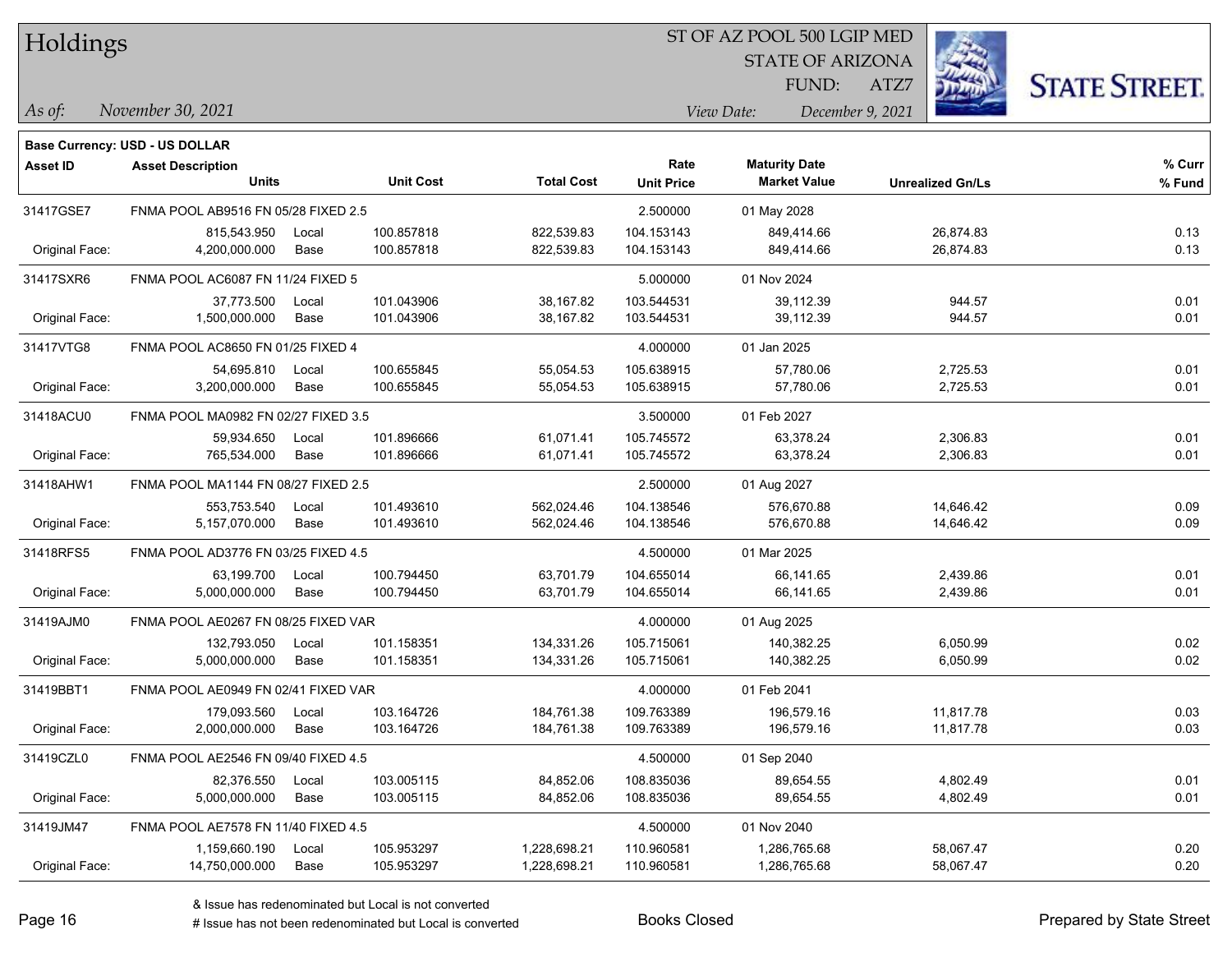# Holdings

ST OF AZ POOL 500 LGIP MED
STATE OF ARIZONA
FUND: ATZ7

*As of:* *November 30, 2021*

*View Date:* *December 9, 2021*

**Base Currency: USD - US DOLLAR**

| Asset ID | Asset Description / Units | | Unit Cost | Total Cost | Rate / Unit Price | Maturity Date / Market Value | Unrealized Gn/Ls | % Curr / % Fund |
|---|---|---|---|---|---|---|---|---|
| 31417GSE7 | FNMA POOL AB9516 FN 05/28 FIXED 2.5 | | | | 2.500000 | 01 May 2028 | | |
| | 815,543.950 | Local | 100.857818 | 822,539.83 | 104.153143 | 849,414.66 | 26,874.83 | 0.13 |
| Original Face: | 4,200,000.000 | Base | 100.857818 | 822,539.83 | 104.153143 | 849,414.66 | 26,874.83 | 0.13 |
| 31417SXR6 | FNMA POOL AC6087 FN 11/24 FIXED 5 | | | | 5.000000 | 01 Nov 2024 | | |
| | 37,773.500 | Local | 101.043906 | 38,167.82 | 103.544531 | 39,112.39 | 944.57 | 0.01 |
| Original Face: | 1,500,000.000 | Base | 101.043906 | 38,167.82 | 103.544531 | 39,112.39 | 944.57 | 0.01 |
| 31417VTG8 | FNMA POOL AC8650 FN 01/25 FIXED 4 | | | | 4.000000 | 01 Jan 2025 | | |
| | 54,695.810 | Local | 100.655845 | 55,054.53 | 105.638915 | 57,780.06 | 2,725.53 | 0.01 |
| Original Face: | 3,200,000.000 | Base | 100.655845 | 55,054.53 | 105.638915 | 57,780.06 | 2,725.53 | 0.01 |
| 31418ACU0 | FNMA POOL MA0982 FN 02/27 FIXED 3.5 | | | | 3.500000 | 01 Feb 2027 | | |
| | 59,934.650 | Local | 101.896666 | 61,071.41 | 105.745572 | 63,378.24 | 2,306.83 | 0.01 |
| Original Face: | 765,534.000 | Base | 101.896666 | 61,071.41 | 105.745572 | 63,378.24 | 2,306.83 | 0.01 |
| 31418AHW1 | FNMA POOL MA1144 FN 08/27 FIXED 2.5 | | | | 2.500000 | 01 Aug 2027 | | |
| | 553,753.540 | Local | 101.493610 | 562,024.46 | 104.138546 | 576,670.88 | 14,646.42 | 0.09 |
| Original Face: | 5,157,070.000 | Base | 101.493610 | 562,024.46 | 104.138546 | 576,670.88 | 14,646.42 | 0.09 |
| 31418RFS5 | FNMA POOL AD3776 FN 03/25 FIXED 4.5 | | | | 4.500000 | 01 Mar 2025 | | |
| | 63,199.700 | Local | 100.794450 | 63,701.79 | 104.655014 | 66,141.65 | 2,439.86 | 0.01 |
| Original Face: | 5,000,000.000 | Base | 100.794450 | 63,701.79 | 104.655014 | 66,141.65 | 2,439.86 | 0.01 |
| 31419AJM0 | FNMA POOL AE0267 FN 08/25 FIXED VAR | | | | 4.000000 | 01 Aug 2025 | | |
| | 132,793.050 | Local | 101.158351 | 134,331.26 | 105.715061 | 140,382.25 | 6,050.99 | 0.02 |
| Original Face: | 5,000,000.000 | Base | 101.158351 | 134,331.26 | 105.715061 | 140,382.25 | 6,050.99 | 0.02 |
| 31419BBT1 | FNMA POOL AE0949 FN 02/41 FIXED VAR | | | | 4.000000 | 01 Feb 2041 | | |
| | 179,093.560 | Local | 103.164726 | 184,761.38 | 109.763389 | 196,579.16 | 11,817.78 | 0.03 |
| Original Face: | 2,000,000.000 | Base | 103.164726 | 184,761.38 | 109.763389 | 196,579.16 | 11,817.78 | 0.03 |
| 31419CZL0 | FNMA POOL AE2546 FN 09/40 FIXED 4.5 | | | | 4.500000 | 01 Sep 2040 | | |
| | 82,376.550 | Local | 103.005115 | 84,852.06 | 108.835036 | 89,654.55 | 4,802.49 | 0.01 |
| Original Face: | 5,000,000.000 | Base | 103.005115 | 84,852.06 | 108.835036 | 89,654.55 | 4,802.49 | 0.01 |
| 31419JM47 | FNMA POOL AE7578 FN 11/40 FIXED 4.5 | | | | 4.500000 | 01 Nov 2040 | | |
| | 1,159,660.190 | Local | 105.953297 | 1,228,698.21 | 110.960581 | 1,286,765.68 | 58,067.47 | 0.20 |
| Original Face: | 14,750,000.000 | Base | 105.953297 | 1,228,698.21 | 110.960581 | 1,286,765.68 | 58,067.47 | 0.20 |

& Issue has redenominated but Local is not converted
# Issue has not been redenominated but Local is converted

Books Closed

Prepared by State Street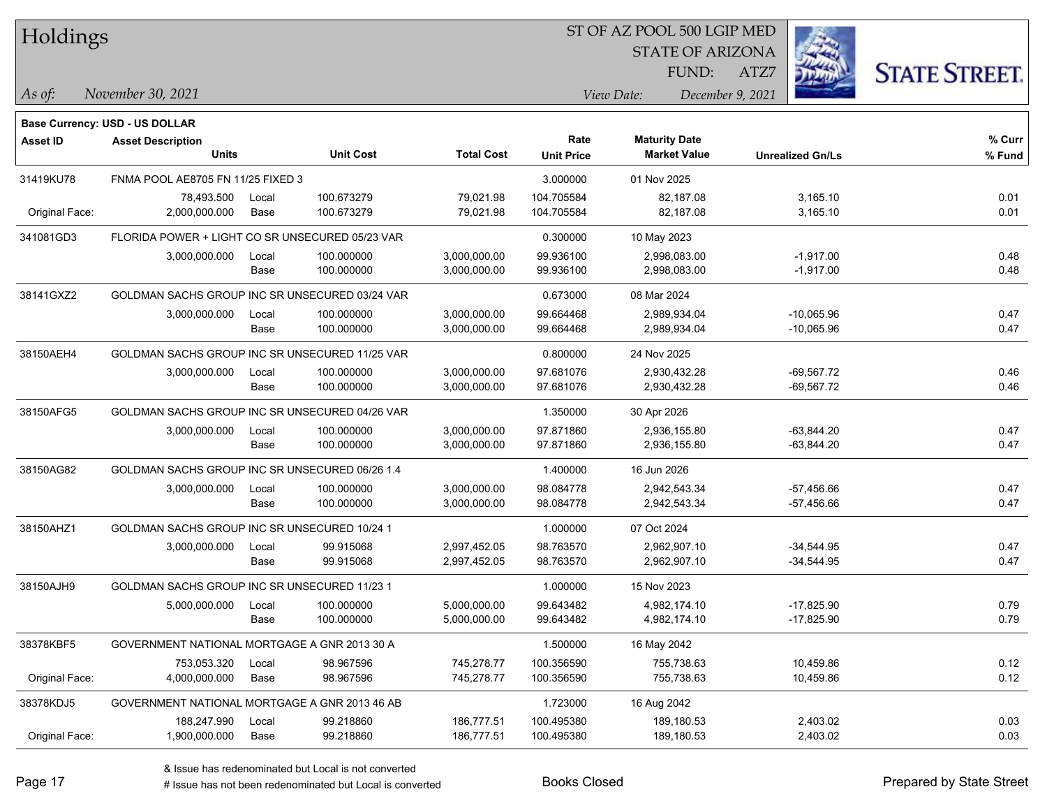# Holdings

ST OF AZ POOL 500 LGIP MED
STATE OF ARIZONA
FUND: ATZ7

*As of:* *November 30, 2021*

*View Date:* *December 9, 2021*

**Base Currency: USD - US DOLLAR**

| Asset ID | Asset Description / Units | | Unit Cost | Total Cost | Rate / Unit Price | Maturity Date / Market Value | Unrealized Gn/Ls | % Curr / % Fund |
|---|---|---|---|---|---|---|---|---|
| 31419KU78 | FNMA POOL AE8705 FN 11/25 FIXED 3 | | | | 3.000000 | 01 Nov 2025 | | |
| | 78,493.500 | Local | 100.673279 | 79,021.98 | 104.705584 | 82,187.08 | 3,165.10 | 0.01 |
| Original Face: | 2,000,000.000 | Base | 100.673279 | 79,021.98 | 104.705584 | 82,187.08 | 3,165.10 | 0.01 |
| 341081GD3 | FLORIDA POWER + LIGHT CO SR UNSECURED 05/23 VAR | | | | 0.300000 | 10 May 2023 | | |
| | 3,000,000.000 | Local | 100.000000 | 3,000,000.00 | 99.936100 | 2,998,083.00 | -1,917.00 | 0.48 |
| | | Base | 100.000000 | 3,000,000.00 | 99.936100 | 2,998,083.00 | -1,917.00 | 0.48 |
| 38141GXZ2 | GOLDMAN SACHS GROUP INC SR UNSECURED 03/24 VAR | | | | 0.673000 | 08 Mar 2024 | | |
| | 3,000,000.000 | Local | 100.000000 | 3,000,000.00 | 99.664468 | 2,989,934.04 | -10,065.96 | 0.47 |
| | | Base | 100.000000 | 3,000,000.00 | 99.664468 | 2,989,934.04 | -10,065.96 | 0.47 |
| 38150AEH4 | GOLDMAN SACHS GROUP INC SR UNSECURED 11/25 VAR | | | | 0.800000 | 24 Nov 2025 | | |
| | 3,000,000.000 | Local | 100.000000 | 3,000,000.00 | 97.681076 | 2,930,432.28 | -69,567.72 | 0.46 |
| | | Base | 100.000000 | 3,000,000.00 | 97.681076 | 2,930,432.28 | -69,567.72 | 0.46 |
| 38150AFG5 | GOLDMAN SACHS GROUP INC SR UNSECURED 04/26 VAR | | | | 1.350000 | 30 Apr 2026 | | |
| | 3,000,000.000 | Local | 100.000000 | 3,000,000.00 | 97.871860 | 2,936,155.80 | -63,844.20 | 0.47 |
| | | Base | 100.000000 | 3,000,000.00 | 97.871860 | 2,936,155.80 | -63,844.20 | 0.47 |
| 38150AG82 | GOLDMAN SACHS GROUP INC SR UNSECURED 06/26 1.4 | | | | 1.400000 | 16 Jun 2026 | | |
| | 3,000,000.000 | Local | 100.000000 | 3,000,000.00 | 98.084778 | 2,942,543.34 | -57,456.66 | 0.47 |
| | | Base | 100.000000 | 3,000,000.00 | 98.084778 | 2,942,543.34 | -57,456.66 | 0.47 |
| 38150AHZ1 | GOLDMAN SACHS GROUP INC SR UNSECURED 10/24 1 | | | | 1.000000 | 07 Oct 2024 | | |
| | 3,000,000.000 | Local | 99.915068 | 2,997,452.05 | 98.763570 | 2,962,907.10 | -34,544.95 | 0.47 |
| | | Base | 99.915068 | 2,997,452.05 | 98.763570 | 2,962,907.10 | -34,544.95 | 0.47 |
| 38150AJH9 | GOLDMAN SACHS GROUP INC SR UNSECURED 11/23 1 | | | | 1.000000 | 15 Nov 2023 | | |
| | 5,000,000.000 | Local | 100.000000 | 5,000,000.00 | 99.643482 | 4,982,174.10 | -17,825.90 | 0.79 |
| | | Base | 100.000000 | 5,000,000.00 | 99.643482 | 4,982,174.10 | -17,825.90 | 0.79 |
| 38378KBF5 | GOVERNMENT NATIONAL MORTGAGE A GNR 2013 30 A | | | | 1.500000 | 16 May 2042 | | |
| | 753,053.320 | Local | 98.967596 | 745,278.77 | 100.356590 | 755,738.63 | 10,459.86 | 0.12 |
| Original Face: | 4,000,000.000 | Base | 98.967596 | 745,278.77 | 100.356590 | 755,738.63 | 10,459.86 | 0.12 |
| 38378KDJ5 | GOVERNMENT NATIONAL MORTGAGE A GNR 2013 46 AB | | | | 1.723000 | 16 Aug 2042 | | |
| | 188,247.990 | Local | 99.218860 | 186,777.51 | 100.495380 | 189,180.53 | 2,403.02 | 0.03 |
| Original Face: | 1,900,000.000 | Base | 99.218860 | 186,777.51 | 100.495380 | 189,180.53 | 2,403.02 | 0.03 |

& Issue has redenominated but Local is not converted

# Issue has not been redenominated but Local is converted

Books Closed

Prepared by State Street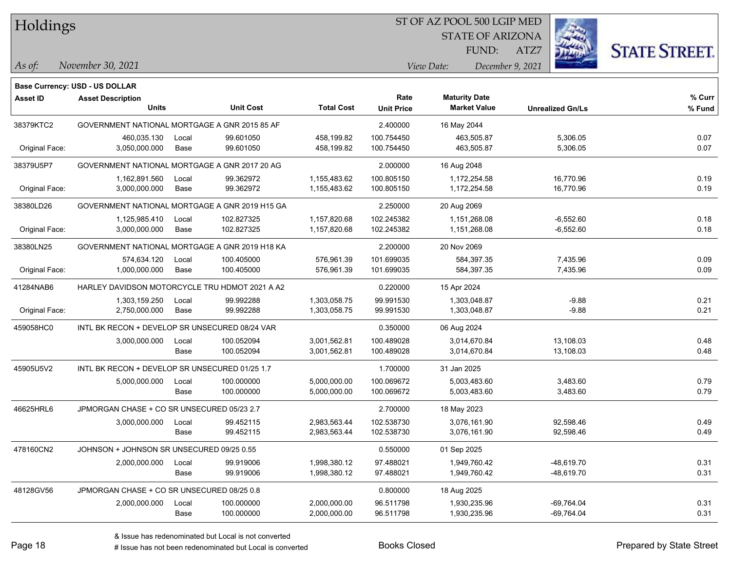# Holdings

ST OF AZ POOL 500 LGIP MED
STATE OF ARIZONA
FUND: ATZ7

*As of:* *November 30, 2021*

*View Date:* *December 9, 2021*

**Base Currency: USD - US DOLLAR**

| Asset ID | Asset Description / Units | | Unit Cost | Total Cost | Rate / Unit Price | Maturity Date / Market Value | Unrealized Gn/Ls | % Curr / % Fund |
|---|---|---|---|---|---|---|---|---|
| 38379KTC2 | GOVERNMENT NATIONAL MORTGAGE A GNR 2015 85 AF | | | | 2.400000 | 16 May 2044 | | |
| | 460,035.130 | Local | 99.601050 | 458,199.82 | 100.754450 | 463,505.87 | 5,306.05 | 0.07 |
| Original Face: | 3,050,000.000 | Base | 99.601050 | 458,199.82 | 100.754450 | 463,505.87 | 5,306.05 | 0.07 |
| 38379U5P7 | GOVERNMENT NATIONAL MORTGAGE A GNR 2017 20 AG | | | | 2.000000 | 16 Aug 2048 | | |
| | 1,162,891.560 | Local | 99.362972 | 1,155,483.62 | 100.805150 | 1,172,254.58 | 16,770.96 | 0.19 |
| Original Face: | 3,000,000.000 | Base | 99.362972 | 1,155,483.62 | 100.805150 | 1,172,254.58 | 16,770.96 | 0.19 |
| 38380LD26 | GOVERNMENT NATIONAL MORTGAGE A GNR 2019 H15 GA | | | | 2.250000 | 20 Aug 2069 | | |
| | 1,125,985.410 | Local | 102.827325 | 1,157,820.68 | 102.245382 | 1,151,268.08 | -6,552.60 | 0.18 |
| Original Face: | 3,000,000.000 | Base | 102.827325 | 1,157,820.68 | 102.245382 | 1,151,268.08 | -6,552.60 | 0.18 |
| 38380LN25 | GOVERNMENT NATIONAL MORTGAGE A GNR 2019 H18 KA | | | | 2.200000 | 20 Nov 2069 | | |
| | 574,634.120 | Local | 100.405000 | 576,961.39 | 101.699035 | 584,397.35 | 7,435.96 | 0.09 |
| Original Face: | 1,000,000.000 | Base | 100.405000 | 576,961.39 | 101.699035 | 584,397.35 | 7,435.96 | 0.09 |
| 41284NAB6 | HARLEY DAVIDSON MOTORCYCLE TRU HDMOT 2021 A A2 | | | | 0.220000 | 15 Apr 2024 | | |
| | 1,303,159.250 | Local | 99.992288 | 1,303,058.75 | 99.991530 | 1,303,048.87 | -9.88 | 0.21 |
| Original Face: | 2,750,000.000 | Base | 99.992288 | 1,303,058.75 | 99.991530 | 1,303,048.87 | -9.88 | 0.21 |
| 459058HC0 | INTL BK RECON + DEVELOP SR UNSECURED 08/24 VAR | | | | 0.350000 | 06 Aug 2024 | | |
| | 3,000,000.000 | Local | 100.052094 | 3,001,562.81 | 100.489028 | 3,014,670.84 | 13,108.03 | 0.48 |
| | | Base | 100.052094 | 3,001,562.81 | 100.489028 | 3,014,670.84 | 13,108.03 | 0.48 |
| 45905U5V2 | INTL BK RECON + DEVELOP SR UNSECURED 01/25 1.7 | | | | 1.700000 | 31 Jan 2025 | | |
| | 5,000,000.000 | Local | 100.000000 | 5,000,000.00 | 100.069672 | 5,003,483.60 | 3,483.60 | 0.79 |
| | | Base | 100.000000 | 5,000,000.00 | 100.069672 | 5,003,483.60 | 3,483.60 | 0.79 |
| 46625HRL6 | JPMORGAN CHASE + CO SR UNSECURED 05/23 2.7 | | | | 2.700000 | 18 May 2023 | | |
| | 3,000,000.000 | Local | 99.452115 | 2,983,563.44 | 102.538730 | 3,076,161.90 | 92,598.46 | 0.49 |
| | | Base | 99.452115 | 2,983,563.44 | 102.538730 | 3,076,161.90 | 92,598.46 | 0.49 |
| 478160CN2 | JOHNSON + JOHNSON SR UNSECURED 09/25 0.55 | | | | 0.550000 | 01 Sep 2025 | | |
| | 2,000,000.000 | Local | 99.919006 | 1,998,380.12 | 97.488021 | 1,949,760.42 | -48,619.70 | 0.31 |
| | | Base | 99.919006 | 1,998,380.12 | 97.488021 | 1,949,760.42 | -48,619.70 | 0.31 |
| 48128GV56 | JPMORGAN CHASE + CO SR UNSECURED 08/25 0.8 | | | | 0.800000 | 18 Aug 2025 | | |
| | 2,000,000.000 | Local | 100.000000 | 2,000,000.00 | 96.511798 | 1,930,235.96 | -69,764.04 | 0.31 |
| | | Base | 100.000000 | 2,000,000.00 | 96.511798 | 1,930,235.96 | -69,764.04 | 0.31 |

& Issue has redenominated but Local is not converted
# Issue has not been redenominated but Local is converted

Books Closed

Prepared by State Street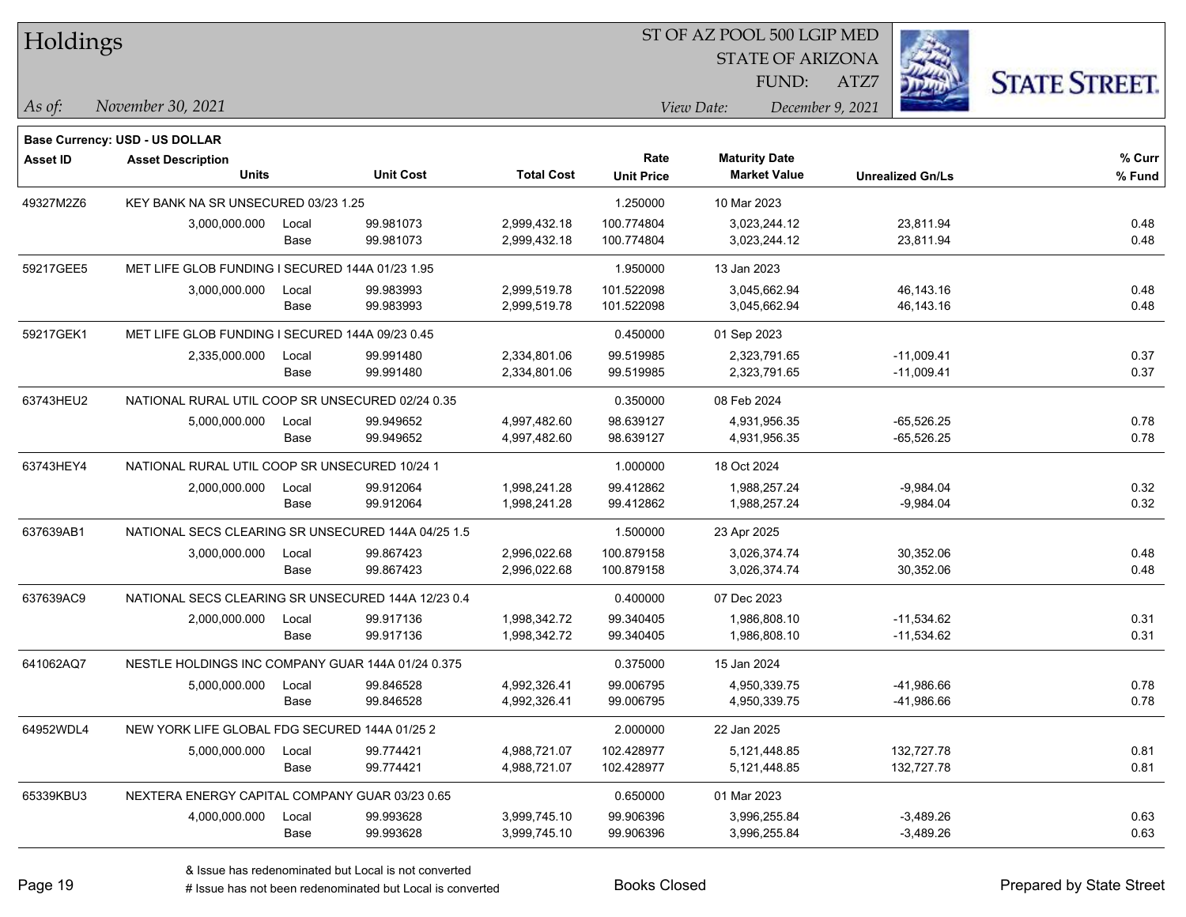# Holdings

ST OF AZ POOL 500 LGIP MED
STATE OF ARIZONA
FUND: ATZ7

*As of:* *November 30, 2021*

*View Date:* *December 9, 2021*

**Base Currency: USD - US DOLLAR**

| Asset ID | Asset Description / Units | | Unit Cost | Total Cost | Rate / Unit Price | Maturity Date / Market Value | Unrealized Gn/Ls | % Curr / % Fund |
|---|---|---|---|---|---|---|---|---|
| 49327M2Z6 | KEY BANK NA SR UNSECURED 03/23 1.25 | | | | 1.250000 | 10 Mar 2023 | | |
| | 3,000,000.000 | Local | 99.981073 | 2,999,432.18 | 100.774804 | 3,023,244.12 | 23,811.94 | 0.48 |
| | | Base | 99.981073 | 2,999,432.18 | 100.774804 | 3,023,244.12 | 23,811.94 | 0.48 |
| 59217GEE5 | MET LIFE GLOB FUNDING I SECURED 144A 01/23 1.95 | | | | 1.950000 | 13 Jan 2023 | | |
| | 3,000,000.000 | Local | 99.983993 | 2,999,519.78 | 101.522098 | 3,045,662.94 | 46,143.16 | 0.48 |
| | | Base | 99.983993 | 2,999,519.78 | 101.522098 | 3,045,662.94 | 46,143.16 | 0.48 |
| 59217GEK1 | MET LIFE GLOB FUNDING I SECURED 144A 09/23 0.45 | | | | 0.450000 | 01 Sep 2023 | | |
| | 2,335,000.000 | Local | 99.991480 | 2,334,801.06 | 99.519985 | 2,323,791.65 | -11,009.41 | 0.37 |
| | | Base | 99.991480 | 2,334,801.06 | 99.519985 | 2,323,791.65 | -11,009.41 | 0.37 |
| 63743HEU2 | NATIONAL RURAL UTIL COOP SR UNSECURED 02/24 0.35 | | | | 0.350000 | 08 Feb 2024 | | |
| | 5,000,000.000 | Local | 99.949652 | 4,997,482.60 | 98.639127 | 4,931,956.35 | -65,526.25 | 0.78 |
| | | Base | 99.949652 | 4,997,482.60 | 98.639127 | 4,931,956.35 | -65,526.25 | 0.78 |
| 63743HEY4 | NATIONAL RURAL UTIL COOP SR UNSECURED 10/24 1 | | | | 1.000000 | 18 Oct 2024 | | |
| | 2,000,000.000 | Local | 99.912064 | 1,998,241.28 | 99.412862 | 1,988,257.24 | -9,984.04 | 0.32 |
| | | Base | 99.912064 | 1,998,241.28 | 99.412862 | 1,988,257.24 | -9,984.04 | 0.32 |
| 637639AB1 | NATIONAL SECS CLEARING SR UNSECURED 144A 04/25 1.5 | | | | 1.500000 | 23 Apr 2025 | | |
| | 3,000,000.000 | Local | 99.867423 | 2,996,022.68 | 100.879158 | 3,026,374.74 | 30,352.06 | 0.48 |
| | | Base | 99.867423 | 2,996,022.68 | 100.879158 | 3,026,374.74 | 30,352.06 | 0.48 |
| 637639AC9 | NATIONAL SECS CLEARING SR UNSECURED 144A 12/23 0.4 | | | | 0.400000 | 07 Dec 2023 | | |
| | 2,000,000.000 | Local | 99.917136 | 1,998,342.72 | 99.340405 | 1,986,808.10 | -11,534.62 | 0.31 |
| | | Base | 99.917136 | 1,998,342.72 | 99.340405 | 1,986,808.10 | -11,534.62 | 0.31 |
| 641062AQ7 | NESTLE HOLDINGS INC COMPANY GUAR 144A 01/24 0.375 | | | | 0.375000 | 15 Jan 2024 | | |
| | 5,000,000.000 | Local | 99.846528 | 4,992,326.41 | 99.006795 | 4,950,339.75 | -41,986.66 | 0.78 |
| | | Base | 99.846528 | 4,992,326.41 | 99.006795 | 4,950,339.75 | -41,986.66 | 0.78 |
| 64952WDL4 | NEW YORK LIFE GLOBAL FDG SECURED 144A 01/25 2 | | | | 2.000000 | 22 Jan 2025 | | |
| | 5,000,000.000 | Local | 99.774421 | 4,988,721.07 | 102.428977 | 5,121,448.85 | 132,727.78 | 0.81 |
| | | Base | 99.774421 | 4,988,721.07 | 102.428977 | 5,121,448.85 | 132,727.78 | 0.81 |
| 65339KBU3 | NEXTERA ENERGY CAPITAL COMPANY GUAR 03/23 0.65 | | | | 0.650000 | 01 Mar 2023 | | |
| | 4,000,000.000 | Local | 99.993628 | 3,999,745.10 | 99.906396 | 3,996,255.84 | -3,489.26 | 0.63 |
| | | Base | 99.993628 | 3,999,745.10 | 99.906396 | 3,996,255.84 | -3,489.26 | 0.63 |

& Issue has redenominated but Local is not converted
# Issue has not been redenominated but Local is converted

Books Closed

Prepared by State Street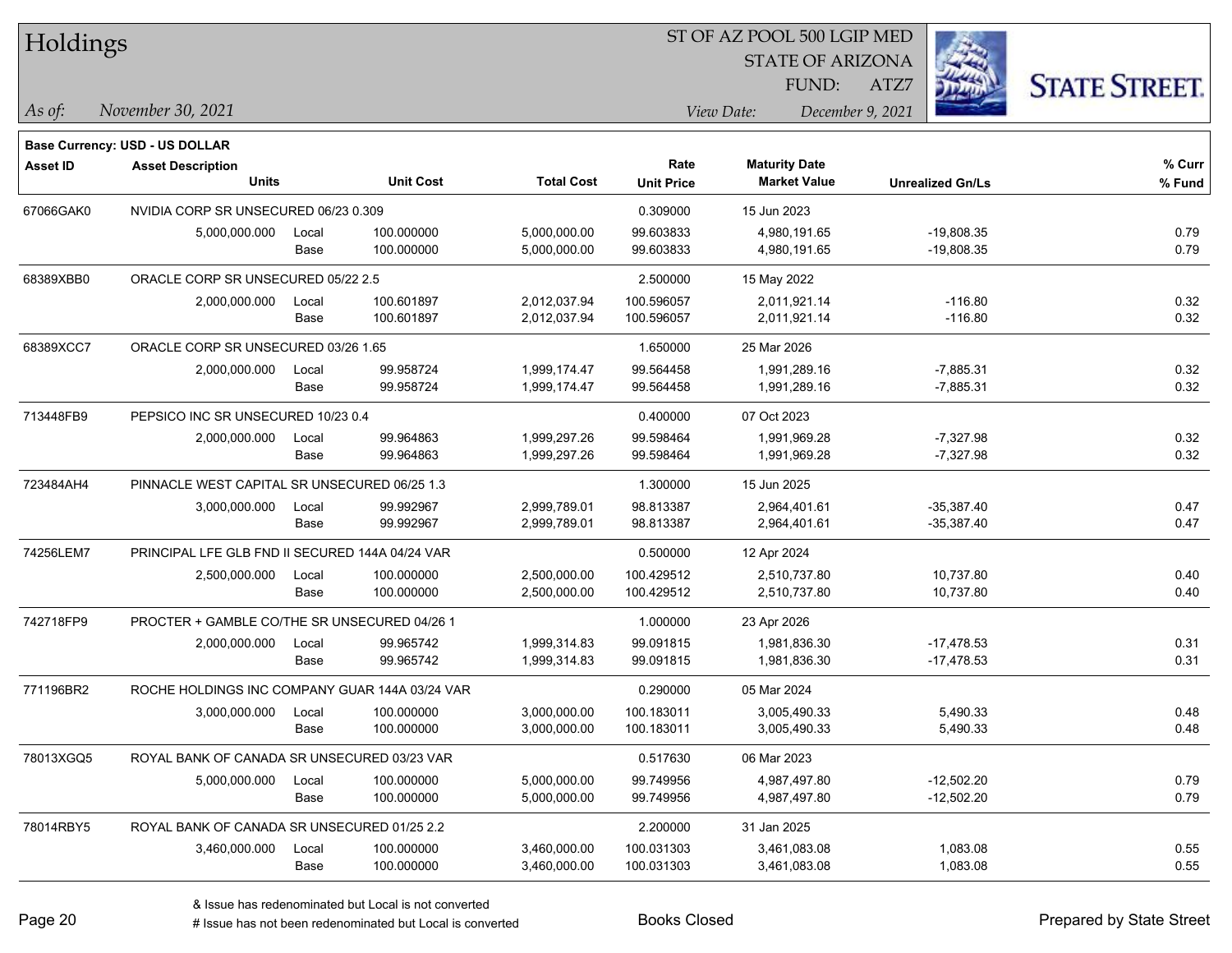# Holdings

ST OF AZ POOL 500 LGIP MED
STATE OF ARIZONA
FUND: ATZ7

*As of:* *November 30, 2021*
*View Date:* *December 9, 2021*

**Base Currency: USD - US DOLLAR**

| Asset ID | Asset Description / Units | | Unit Cost | Total Cost | Rate / Unit Price | Maturity Date / Market Value | Unrealized Gn/Ls | % Curr / % Fund |
|---|---|---|---|---|---|---|---|---|
| 67066GAK0 | NVIDIA CORP SR UNSECURED 06/23 0.309 | | | | 0.309000 | 15 Jun 2023 | | |
| | 5,000,000.000 | Local | 100.000000 | 5,000,000.00 | 99.603833 | 4,980,191.65 | -19,808.35 | 0.79 |
| | | Base | 100.000000 | 5,000,000.00 | 99.603833 | 4,980,191.65 | -19,808.35 | 0.79 |
| 68389XBB0 | ORACLE CORP SR UNSECURED 05/22 2.5 | | | | 2.500000 | 15 May 2022 | | |
| | 2,000,000.000 | Local | 100.601897 | 2,012,037.94 | 100.596057 | 2,011,921.14 | -116.80 | 0.32 |
| | | Base | 100.601897 | 2,012,037.94 | 100.596057 | 2,011,921.14 | -116.80 | 0.32 |
| 68389XCC7 | ORACLE CORP SR UNSECURED 03/26 1.65 | | | | 1.650000 | 25 Mar 2026 | | |
| | 2,000,000.000 | Local | 99.958724 | 1,999,174.47 | 99.564458 | 1,991,289.16 | -7,885.31 | 0.32 |
| | | Base | 99.958724 | 1,999,174.47 | 99.564458 | 1,991,289.16 | -7,885.31 | 0.32 |
| 713448FB9 | PEPSICO INC SR UNSECURED 10/23 0.4 | | | | 0.400000 | 07 Oct 2023 | | |
| | 2,000,000.000 | Local | 99.964863 | 1,999,297.26 | 99.598464 | 1,991,969.28 | -7,327.98 | 0.32 |
| | | Base | 99.964863 | 1,999,297.26 | 99.598464 | 1,991,969.28 | -7,327.98 | 0.32 |
| 723484AH4 | PINNACLE WEST CAPITAL SR UNSECURED 06/25 1.3 | | | | 1.300000 | 15 Jun 2025 | | |
| | 3,000,000.000 | Local | 99.992967 | 2,999,789.01 | 98.813387 | 2,964,401.61 | -35,387.40 | 0.47 |
| | | Base | 99.992967 | 2,999,789.01 | 98.813387 | 2,964,401.61 | -35,387.40 | 0.47 |
| 74256LEM7 | PRINCIPAL LFE GLB FND II SECURED 144A 04/24 VAR | | | | 0.500000 | 12 Apr 2024 | | |
| | 2,500,000.000 | Local | 100.000000 | 2,500,000.00 | 100.429512 | 2,510,737.80 | 10,737.80 | 0.40 |
| | | Base | 100.000000 | 2,500,000.00 | 100.429512 | 2,510,737.80 | 10,737.80 | 0.40 |
| 742718FP9 | PROCTER + GAMBLE CO/THE SR UNSECURED 04/26 1 | | | | 1.000000 | 23 Apr 2026 | | |
| | 2,000,000.000 | Local | 99.965742 | 1,999,314.83 | 99.091815 | 1,981,836.30 | -17,478.53 | 0.31 |
| | | Base | 99.965742 | 1,999,314.83 | 99.091815 | 1,981,836.30 | -17,478.53 | 0.31 |
| 771196BR2 | ROCHE HOLDINGS INC COMPANY GUAR 144A 03/24 VAR | | | | 0.290000 | 05 Mar 2024 | | |
| | 3,000,000.000 | Local | 100.000000 | 3,000,000.00 | 100.183011 | 3,005,490.33 | 5,490.33 | 0.48 |
| | | Base | 100.000000 | 3,000,000.00 | 100.183011 | 3,005,490.33 | 5,490.33 | 0.48 |
| 78013XGQ5 | ROYAL BANK OF CANADA SR UNSECURED 03/23 VAR | | | | 0.517630 | 06 Mar 2023 | | |
| | 5,000,000.000 | Local | 100.000000 | 5,000,000.00 | 99.749956 | 4,987,497.80 | -12,502.20 | 0.79 |
| | | Base | 100.000000 | 5,000,000.00 | 99.749956 | 4,987,497.80 | -12,502.20 | 0.79 |
| 78014RBY5 | ROYAL BANK OF CANADA SR UNSECURED 01/25 2.2 | | | | 2.200000 | 31 Jan 2025 | | |
| | 3,460,000.000 | Local | 100.000000 | 3,460,000.00 | 100.031303 | 3,461,083.08 | 1,083.08 | 0.55 |
| | | Base | 100.000000 | 3,460,000.00 | 100.031303 | 3,461,083.08 | 1,083.08 | 0.55 |

& Issue has redenominated but Local is not converted
# Issue has not been redenominated but Local is converted

Books Closed

Prepared by State Street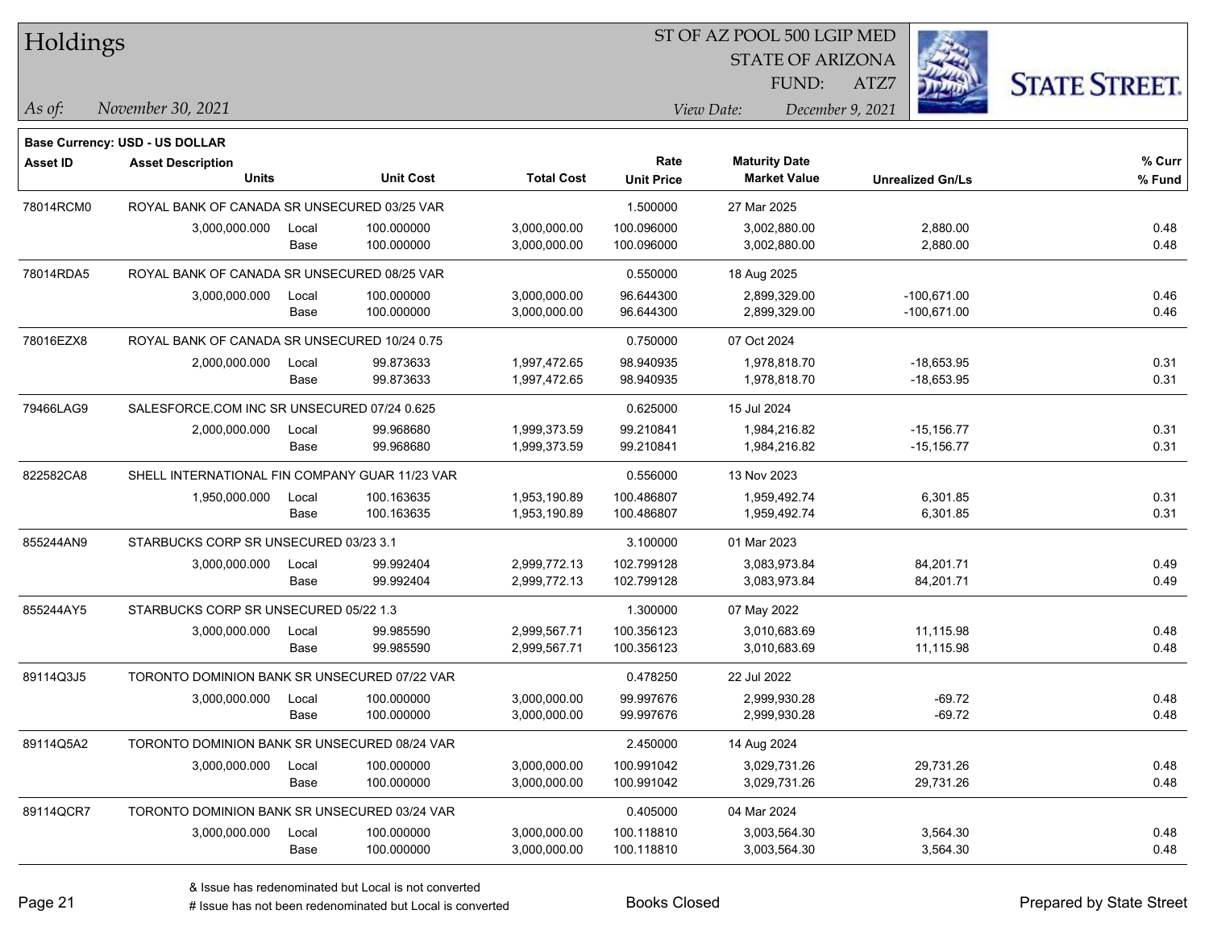# Holdings

ST OF AZ POOL 500 LGIP MED
STATE OF ARIZONA
FUND: ATZ7

*As of:* November 30, 2021

*View Date:* December 9, 2021

**Base Currency: USD - US DOLLAR**

| Asset ID | Asset Description / Units | | Unit Cost | Total Cost | Rate / Unit Price | Maturity Date / Market Value | Unrealized Gn/Ls | % Curr / % Fund |
|---|---|---|---|---|---|---|---|---|
| 78014RCM0 | ROYAL BANK OF CANADA SR UNSECURED 03/25 VAR | | | | 1.500000 | 27 Mar 2025 | | |
| | 3,000,000.000 | Local | 100.000000 | 3,000,000.00 | 100.096000 | 3,002,880.00 | 2,880.00 | 0.48 |
| | | Base | 100.000000 | 3,000,000.00 | 100.096000 | 3,002,880.00 | 2,880.00 | 0.48 |
| 78014RDA5 | ROYAL BANK OF CANADA SR UNSECURED 08/25 VAR | | | | 0.550000 | 18 Aug 2025 | | |
| | 3,000,000.000 | Local | 100.000000 | 3,000,000.00 | 96.644300 | 2,899,329.00 | -100,671.00 | 0.46 |
| | | Base | 100.000000 | 3,000,000.00 | 96.644300 | 2,899,329.00 | -100,671.00 | 0.46 |
| 78016EZX8 | ROYAL BANK OF CANADA SR UNSECURED 10/24 0.75 | | | | 0.750000 | 07 Oct 2024 | | |
| | 2,000,000.000 | Local | 99.873633 | 1,997,472.65 | 98.940935 | 1,978,818.70 | -18,653.95 | 0.31 |
| | | Base | 99.873633 | 1,997,472.65 | 98.940935 | 1,978,818.70 | -18,653.95 | 0.31 |
| 79466LAG9 | SALESFORCE.COM INC SR UNSECURED 07/24 0.625 | | | | 0.625000 | 15 Jul 2024 | | |
| | 2,000,000.000 | Local | 99.968680 | 1,999,373.59 | 99.210841 | 1,984,216.82 | -15,156.77 | 0.31 |
| | | Base | 99.968680 | 1,999,373.59 | 99.210841 | 1,984,216.82 | -15,156.77 | 0.31 |
| 822582CA8 | SHELL INTERNATIONAL FIN COMPANY GUAR 11/23 VAR | | | | 0.556000 | 13 Nov 2023 | | |
| | 1,950,000.000 | Local | 100.163635 | 1,953,190.89 | 100.486807 | 1,959,492.74 | 6,301.85 | 0.31 |
| | | Base | 100.163635 | 1,953,190.89 | 100.486807 | 1,959,492.74 | 6,301.85 | 0.31 |
| 855244AN9 | STARBUCKS CORP SR UNSECURED 03/23 3.1 | | | | 3.100000 | 01 Mar 2023 | | |
| | 3,000,000.000 | Local | 99.992404 | 2,999,772.13 | 102.799128 | 3,083,973.84 | 84,201.71 | 0.49 |
| | | Base | 99.992404 | 2,999,772.13 | 102.799128 | 3,083,973.84 | 84,201.71 | 0.49 |
| 855244AY5 | STARBUCKS CORP SR UNSECURED 05/22 1.3 | | | | 1.300000 | 07 May 2022 | | |
| | 3,000,000.000 | Local | 99.985590 | 2,999,567.71 | 100.356123 | 3,010,683.69 | 11,115.98 | 0.48 |
| | | Base | 99.985590 | 2,999,567.71 | 100.356123 | 3,010,683.69 | 11,115.98 | 0.48 |
| 89114Q3J5 | TORONTO DOMINION BANK SR UNSECURED 07/22 VAR | | | | 0.478250 | 22 Jul 2022 | | |
| | 3,000,000.000 | Local | 100.000000 | 3,000,000.00 | 99.997676 | 2,999,930.28 | -69.72 | 0.48 |
| | | Base | 100.000000 | 3,000,000.00 | 99.997676 | 2,999,930.28 | -69.72 | 0.48 |
| 89114Q5A2 | TORONTO DOMINION BANK SR UNSECURED 08/24 VAR | | | | 2.450000 | 14 Aug 2024 | | |
| | 3,000,000.000 | Local | 100.000000 | 3,000,000.00 | 100.991042 | 3,029,731.26 | 29,731.26 | 0.48 |
| | | Base | 100.000000 | 3,000,000.00 | 100.991042 | 3,029,731.26 | 29,731.26 | 0.48 |
| 89114QCR7 | TORONTO DOMINION BANK SR UNSECURED 03/24 VAR | | | | 0.405000 | 04 Mar 2024 | | |
| | 3,000,000.000 | Local | 100.000000 | 3,000,000.00 | 100.118810 | 3,003,564.30 | 3,564.30 | 0.48 |
| | | Base | 100.000000 | 3,000,000.00 | 100.118810 | 3,003,564.30 | 3,564.30 | 0.48 |

& Issue has redenominated but Local is not converted
# Issue has not been redenominated but Local is converted

Books Closed

Prepared by State Street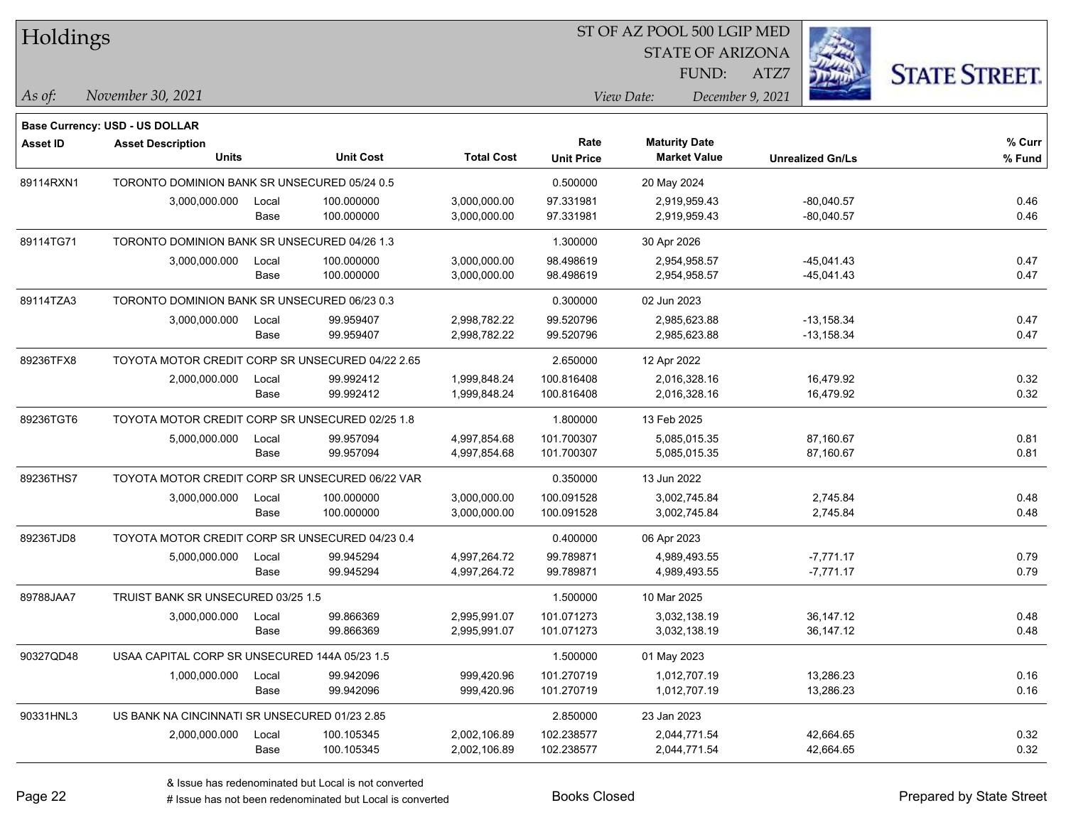# Holdings

ST OF AZ POOL 500 LGIP MED
STATE OF ARIZONA
FUND: ATZ7

*As of:* *November 30, 2021*
*View Date:* *December 9, 2021*

**Base Currency: USD - US DOLLAR**

| Asset ID | Asset Description / Units | | Unit Cost | Total Cost | Rate / Unit Price | Maturity Date / Market Value | Unrealized Gn/Ls | % Curr / % Fund |
|---|---|---|---|---|---|---|---|---|
| 89114RXN1 | TORONTO DOMINION BANK SR UNSECURED 05/24 0.5 | | | | 0.500000 | 20 May 2024 | | |
| | 3,000,000.000 | Local | 100.000000 | 3,000,000.00 | 97.331981 | 2,919,959.43 | -80,040.57 | 0.46 |
| | | Base | 100.000000 | 3,000,000.00 | 97.331981 | 2,919,959.43 | -80,040.57 | 0.46 |
| 89114TG71 | TORONTO DOMINION BANK SR UNSECURED 04/26 1.3 | | | | 1.300000 | 30 Apr 2026 | | |
| | 3,000,000.000 | Local | 100.000000 | 3,000,000.00 | 98.498619 | 2,954,958.57 | -45,041.43 | 0.47 |
| | | Base | 100.000000 | 3,000,000.00 | 98.498619 | 2,954,958.57 | -45,041.43 | 0.47 |
| 89114TZA3 | TORONTO DOMINION BANK SR UNSECURED 06/23 0.3 | | | | 0.300000 | 02 Jun 2023 | | |
| | 3,000,000.000 | Local | 99.959407 | 2,998,782.22 | 99.520796 | 2,985,623.88 | -13,158.34 | 0.47 |
| | | Base | 99.959407 | 2,998,782.22 | 99.520796 | 2,985,623.88 | -13,158.34 | 0.47 |
| 89236TFX8 | TOYOTA MOTOR CREDIT CORP SR UNSECURED 04/22 2.65 | | | | 2.650000 | 12 Apr 2022 | | |
| | 2,000,000.000 | Local | 99.992412 | 1,999,848.24 | 100.816408 | 2,016,328.16 | 16,479.92 | 0.32 |
| | | Base | 99.992412 | 1,999,848.24 | 100.816408 | 2,016,328.16 | 16,479.92 | 0.32 |
| 89236TGT6 | TOYOTA MOTOR CREDIT CORP SR UNSECURED 02/25 1.8 | | | | 1.800000 | 13 Feb 2025 | | |
| | 5,000,000.000 | Local | 99.957094 | 4,997,854.68 | 101.700307 | 5,085,015.35 | 87,160.67 | 0.81 |
| | | Base | 99.957094 | 4,997,854.68 | 101.700307 | 5,085,015.35 | 87,160.67 | 0.81 |
| 89236THS7 | TOYOTA MOTOR CREDIT CORP SR UNSECURED 06/22 VAR | | | | 0.350000 | 13 Jun 2022 | | |
| | 3,000,000.000 | Local | 100.000000 | 3,000,000.00 | 100.091528 | 3,002,745.84 | 2,745.84 | 0.48 |
| | | Base | 100.000000 | 3,000,000.00 | 100.091528 | 3,002,745.84 | 2,745.84 | 0.48 |
| 89236TJD8 | TOYOTA MOTOR CREDIT CORP SR UNSECURED 04/23 0.4 | | | | 0.400000 | 06 Apr 2023 | | |
| | 5,000,000.000 | Local | 99.945294 | 4,997,264.72 | 99.789871 | 4,989,493.55 | -7,771.17 | 0.79 |
| | | Base | 99.945294 | 4,997,264.72 | 99.789871 | 4,989,493.55 | -7,771.17 | 0.79 |
| 89788JAA7 | TRUIST BANK SR UNSECURED 03/25 1.5 | | | | 1.500000 | 10 Mar 2025 | | |
| | 3,000,000.000 | Local | 99.866369 | 2,995,991.07 | 101.071273 | 3,032,138.19 | 36,147.12 | 0.48 |
| | | Base | 99.866369 | 2,995,991.07 | 101.071273 | 3,032,138.19 | 36,147.12 | 0.48 |
| 90327QD48 | USAA CAPITAL CORP SR UNSECURED 144A 05/23 1.5 | | | | 1.500000 | 01 May 2023 | | |
| | 1,000,000.000 | Local | 99.942096 | 999,420.96 | 101.270719 | 1,012,707.19 | 13,286.23 | 0.16 |
| | | Base | 99.942096 | 999,420.96 | 101.270719 | 1,012,707.19 | 13,286.23 | 0.16 |
| 90331HNL3 | US BANK NA CINCINNATI SR UNSECURED 01/23 2.85 | | | | 2.850000 | 23 Jan 2023 | | |
| | 2,000,000.000 | Local | 100.105345 | 2,002,106.89 | 102.238577 | 2,044,771.54 | 42,664.65 | 0.32 |
| | | Base | 100.105345 | 2,002,106.89 | 102.238577 | 2,044,771.54 | 42,664.65 | 0.32 |

& Issue has redenominated but Local is not converted
# Issue has not been redenominated but Local is converted

Books Closed

Prepared by State Street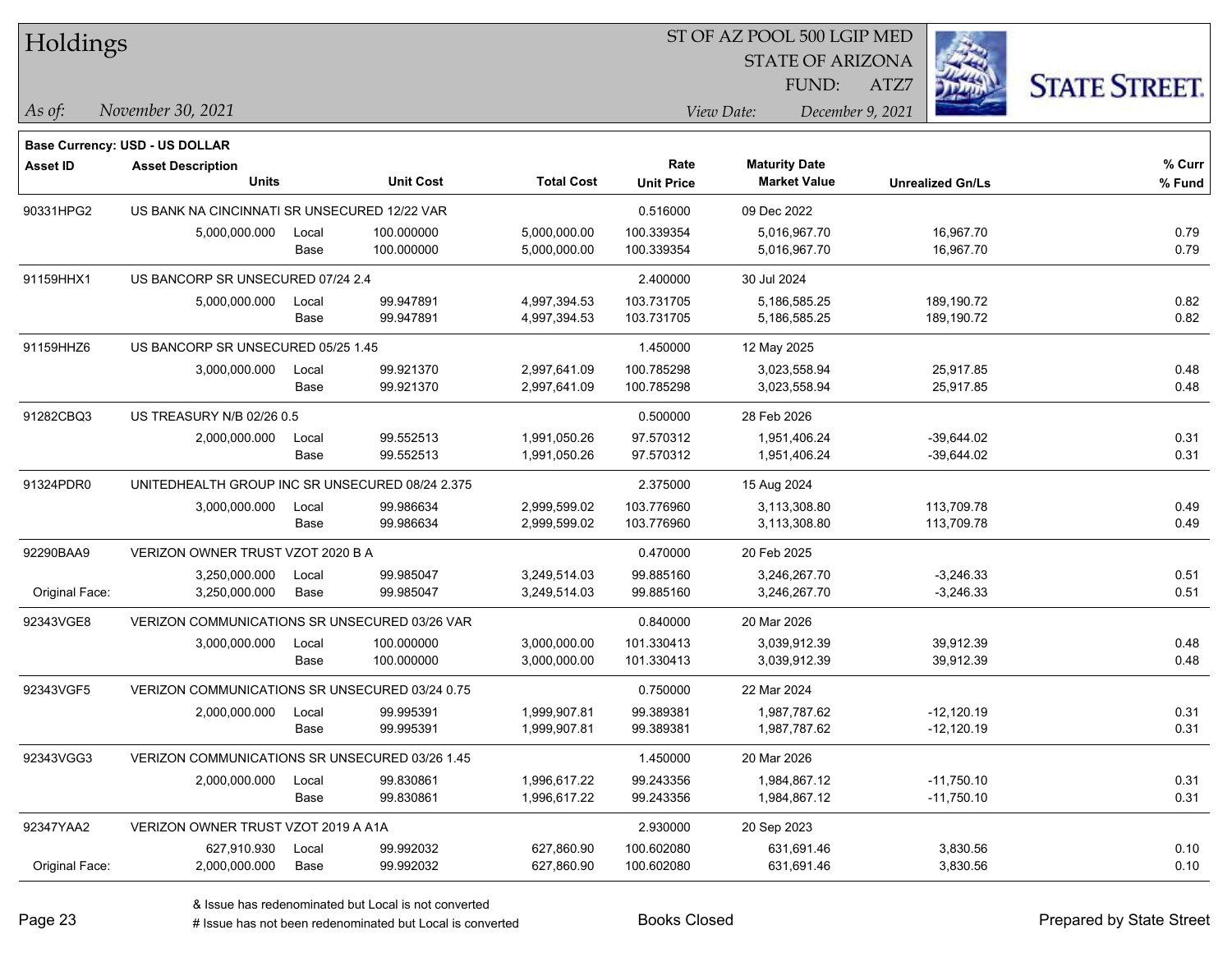# Holdings

ST OF AZ POOL 500 LGIP MED
STATE OF ARIZONA
FUND: ATZ7

*As of:* November 30, 2021 | *View Date:* December 9, 2021

**Base Currency: USD - US DOLLAR**

| Asset ID | Asset Description / Units | | Unit Cost | Total Cost | Rate / Unit Price | Maturity Date / Market Value | Unrealized Gn/Ls | % Curr / % Fund |
|---|---|---|---|---|---|---|---|---|
| 90331HPG2 | US BANK NA CINCINNATI SR UNSECURED 12/22 VAR | | | | 0.516000 | 09 Dec 2022 | | |
| | 5,000,000.000 | Local | 100.000000 | 5,000,000.00 | 100.339354 | 5,016,967.70 | 16,967.70 | 0.79 |
| | | Base | 100.000000 | 5,000,000.00 | 100.339354 | 5,016,967.70 | 16,967.70 | 0.79 |
| 91159HHX1 | US BANCORP SR UNSECURED 07/24 2.4 | | | | 2.400000 | 30 Jul 2024 | | |
| | 5,000,000.000 | Local | 99.947891 | 4,997,394.53 | 103.731705 | 5,186,585.25 | 189,190.72 | 0.82 |
| | | Base | 99.947891 | 4,997,394.53 | 103.731705 | 5,186,585.25 | 189,190.72 | 0.82 |
| 91159HHZ6 | US BANCORP SR UNSECURED 05/25 1.45 | | | | 1.450000 | 12 May 2025 | | |
| | 3,000,000.000 | Local | 99.921370 | 2,997,641.09 | 100.785298 | 3,023,558.94 | 25,917.85 | 0.48 |
| | | Base | 99.921370 | 2,997,641.09 | 100.785298 | 3,023,558.94 | 25,917.85 | 0.48 |
| 91282CBQ3 | US TREASURY N/B 02/26 0.5 | | | | 0.500000 | 28 Feb 2026 | | |
| | 2,000,000.000 | Local | 99.552513 | 1,991,050.26 | 97.570312 | 1,951,406.24 | -39,644.02 | 0.31 |
| | | Base | 99.552513 | 1,991,050.26 | 97.570312 | 1,951,406.24 | -39,644.02 | 0.31 |
| 91324PDR0 | UNITEDHEALTH GROUP INC SR UNSECURED 08/24 2.375 | | | | 2.375000 | 15 Aug 2024 | | |
| | 3,000,000.000 | Local | 99.986634 | 2,999,599.02 | 103.776960 | 3,113,308.80 | 113,709.78 | 0.49 |
| | | Base | 99.986634 | 2,999,599.02 | 103.776960 | 3,113,308.80 | 113,709.78 | 0.49 |
| 92290BAA9 | VERIZON OWNER TRUST VZOT 2020 B A | | | | 0.470000 | 20 Feb 2025 | | |
| | 3,250,000.000 | Local | 99.985047 | 3,249,514.03 | 99.885160 | 3,246,267.70 | -3,246.33 | 0.51 |
| Original Face: | 3,250,000.000 | Base | 99.985047 | 3,249,514.03 | 99.885160 | 3,246,267.70 | -3,246.33 | 0.51 |
| 92343VGE8 | VERIZON COMMUNICATIONS SR UNSECURED 03/26 VAR | | | | 0.840000 | 20 Mar 2026 | | |
| | 3,000,000.000 | Local | 100.000000 | 3,000,000.00 | 101.330413 | 3,039,912.39 | 39,912.39 | 0.48 |
| | | Base | 100.000000 | 3,000,000.00 | 101.330413 | 3,039,912.39 | 39,912.39 | 0.48 |
| 92343VGF5 | VERIZON COMMUNICATIONS SR UNSECURED 03/24 0.75 | | | | 0.750000 | 22 Mar 2024 | | |
| | 2,000,000.000 | Local | 99.995391 | 1,999,907.81 | 99.389381 | 1,987,787.62 | -12,120.19 | 0.31 |
| | | Base | 99.995391 | 1,999,907.81 | 99.389381 | 1,987,787.62 | -12,120.19 | 0.31 |
| 92343VGG3 | VERIZON COMMUNICATIONS SR UNSECURED 03/26 1.45 | | | | 1.450000 | 20 Mar 2026 | | |
| | 2,000,000.000 | Local | 99.830861 | 1,996,617.22 | 99.243356 | 1,984,867.12 | -11,750.10 | 0.31 |
| | | Base | 99.830861 | 1,996,617.22 | 99.243356 | 1,984,867.12 | -11,750.10 | 0.31 |
| 92347YAA2 | VERIZON OWNER TRUST VZOT 2019 A A1A | | | | 2.930000 | 20 Sep 2023 | | |
| | 627,910.930 | Local | 99.992032 | 627,860.90 | 100.602080 | 631,691.46 | 3,830.56 | 0.10 |
| Original Face: | 2,000,000.000 | Base | 99.992032 | 627,860.90 | 100.602080 | 631,691.46 | 3,830.56 | 0.10 |

& Issue has redenominated but Local is not converted
# Issue has not been redenominated but Local is converted

Books Closed

Prepared by State Street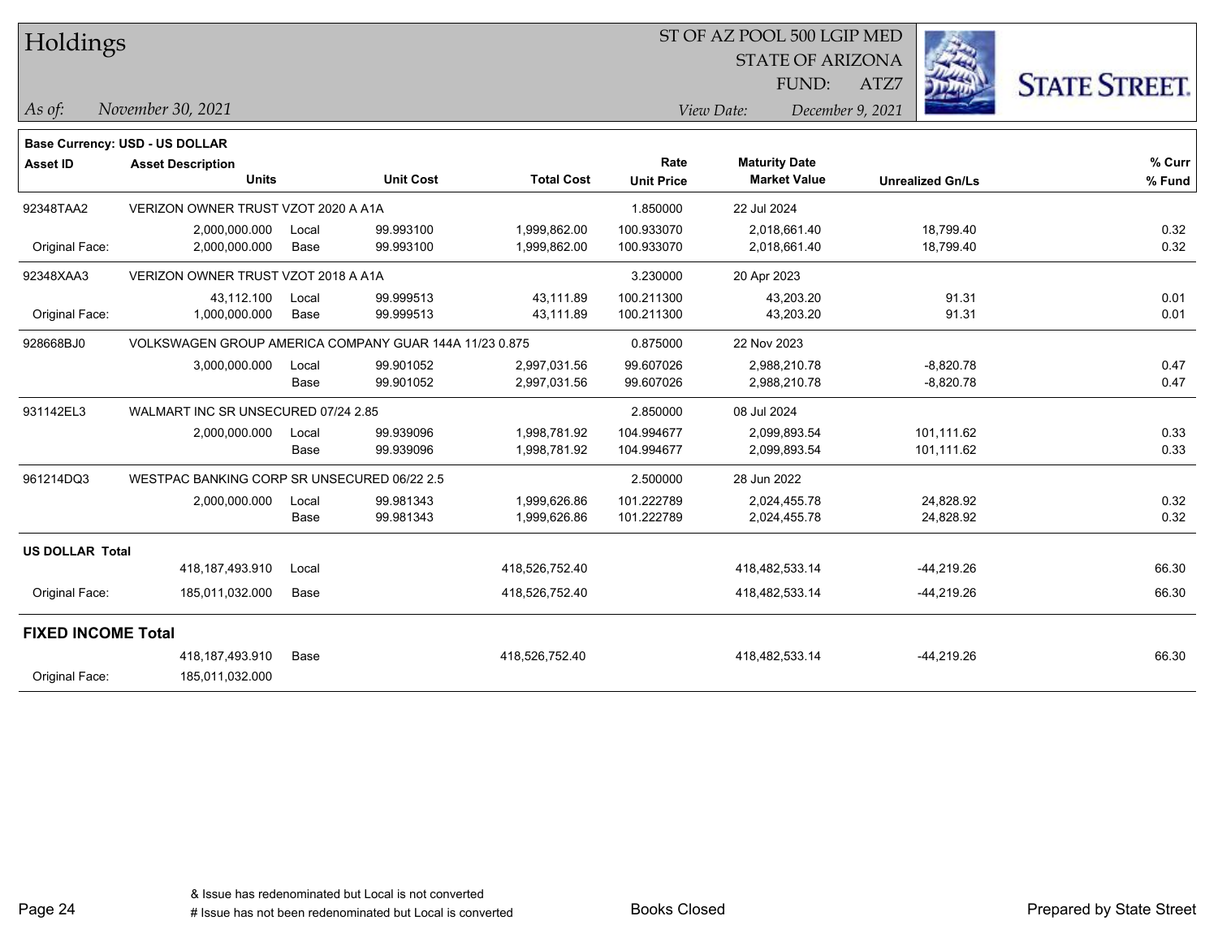# Holdings

ST OF AZ POOL 500 LGIP MED
STATE OF ARIZONA
FUND: ATZ7

*As of:* *November 30, 2021*

*View Date:* *December 9, 2021*

**Base Currency: USD - US DOLLAR**

| Asset ID | Asset Description / Units | | Unit Cost | Total Cost | Rate / Unit Price | Maturity Date / Market Value | Unrealized Gn/Ls | % Curr / % Fund |
|---|---|---|---|---|---|---|---|---|
| 92348TAA2 | VERIZON OWNER TRUST VZOT 2020 A A1A | | | | 1.850000 | 22 Jul 2024 | | |
| | 2,000,000.000 | Local | 99.993100 | 1,999,862.00 | 100.933070 | 2,018,661.40 | 18,799.40 | 0.32 |
| Original Face: | 2,000,000.000 | Base | 99.993100 | 1,999,862.00 | 100.933070 | 2,018,661.40 | 18,799.40 | 0.32 |
| 92348XAA3 | VERIZON OWNER TRUST VZOT 2018 A A1A | | | | 3.230000 | 20 Apr 2023 | | |
| | 43,112.100 | Local | 99.999513 | 43,111.89 | 100.211300 | 43,203.20 | 91.31 | 0.01 |
| Original Face: | 1,000,000.000 | Base | 99.999513 | 43,111.89 | 100.211300 | 43,203.20 | 91.31 | 0.01 |
| 928668BJ0 | VOLKSWAGEN GROUP AMERICA COMPANY GUAR 144A 11/23 0.875 | | | | 0.875000 | 22 Nov 2023 | | |
| | 3,000,000.000 | Local | 99.901052 | 2,997,031.56 | 99.607026 | 2,988,210.78 | -8,820.78 | 0.47 |
| | | Base | 99.901052 | 2,997,031.56 | 99.607026 | 2,988,210.78 | -8,820.78 | 0.47 |
| 931142EL3 | WALMART INC SR UNSECURED 07/24 2.85 | | | | 2.850000 | 08 Jul 2024 | | |
| | 2,000,000.000 | Local | 99.939096 | 1,998,781.92 | 104.994677 | 2,099,893.54 | 101,111.62 | 0.33 |
| | | Base | 99.939096 | 1,998,781.92 | 104.994677 | 2,099,893.54 | 101,111.62 | 0.33 |
| 961214DQ3 | WESTPAC BANKING CORP SR UNSECURED 06/22 2.5 | | | | 2.500000 | 28 Jun 2022 | | |
| | 2,000,000.000 | Local | 99.981343 | 1,999,626.86 | 101.222789 | 2,024,455.78 | 24,828.92 | 0.32 |
| | | Base | 99.981343 | 1,999,626.86 | 101.222789 | 2,024,455.78 | 24,828.92 | 0.32 |
| **US DOLLAR Total** | | | | | | | | |
| | 418,187,493.910 | Local | | 418,526,752.40 | | 418,482,533.14 | -44,219.26 | 66.30 |
| Original Face: | 185,011,032.000 | Base | | 418,526,752.40 | | 418,482,533.14 | -44,219.26 | 66.30 |
| **FIXED INCOME Total** | | | | | | | | |
| | 418,187,493.910 | Base | | 418,526,752.40 | | 418,482,533.14 | -44,219.26 | 66.30 |
| Original Face: | 185,011,032.000 | | | | | | | |

& Issue has redenominated but Local is not converted
# Issue has not been redenominated but Local is converted

Books Closed

Prepared by State Street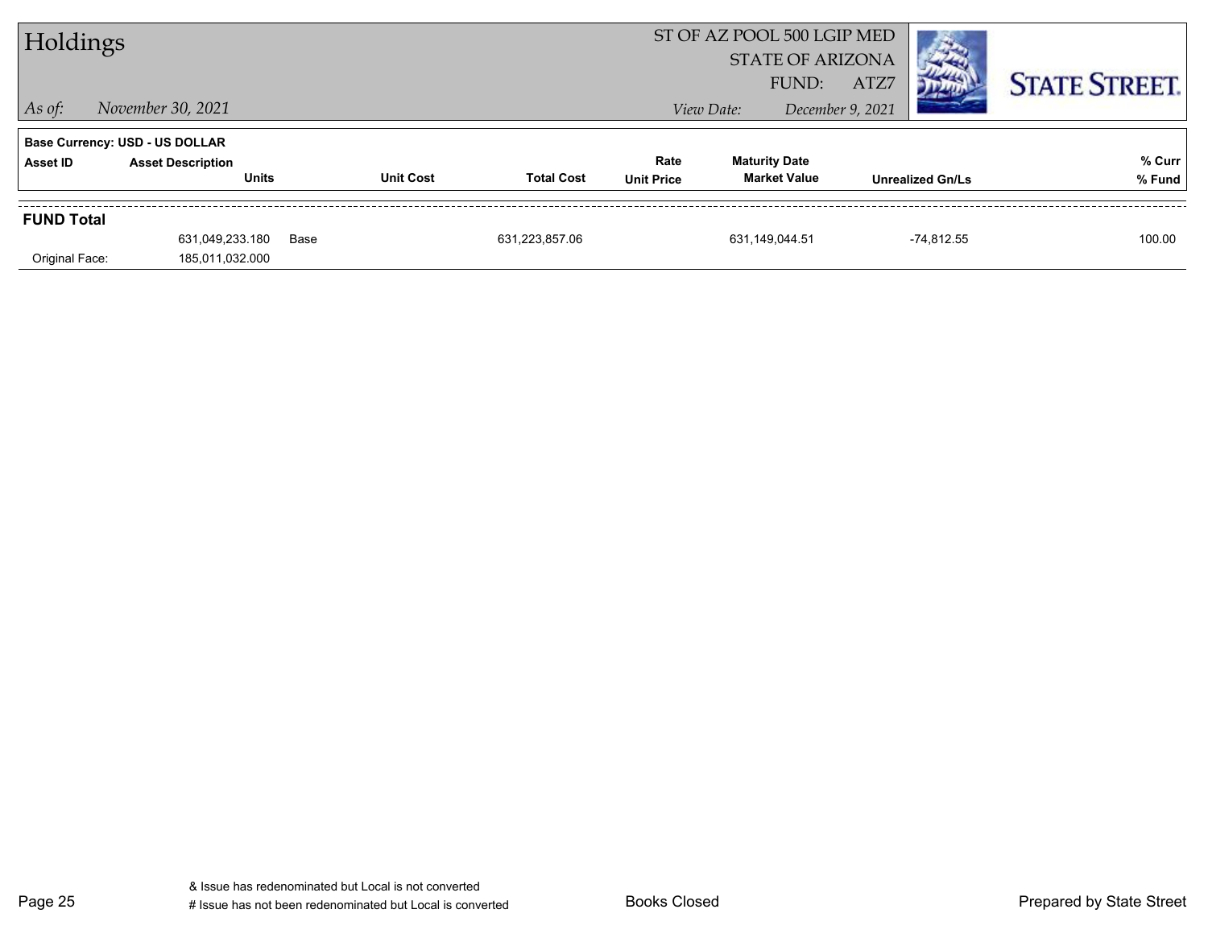# Holdings

ST OF AZ POOL 500 LGIP MED
STATE OF ARIZONA
FUND: ATZ7

*As of:* *November 30, 2021*

*View Date:* *December 9, 2021*

**STATE STREET.**

**Base Currency: USD - US DOLLAR**

| Asset ID | Asset Description / Units | | Unit Cost | Total Cost | Rate / Unit Price | Maturity Date / Market Value | Unrealized Gn/Ls | % Curr / % Fund |
|---|---|---|---|---|---|---|---|---|
| **FUND Total** | | | | | | | | |
| | 631,049,233.180 | Base | | 631,223,857.06 | | 631,149,044.51 | -74,812.55 | 100.00 |
| Original Face: | 185,011,032.000 | | | | | | | |

& Issue has redenominated but Local is not converted
# Issue has not been redenominated but Local is converted

Books Closed

Prepared by State Street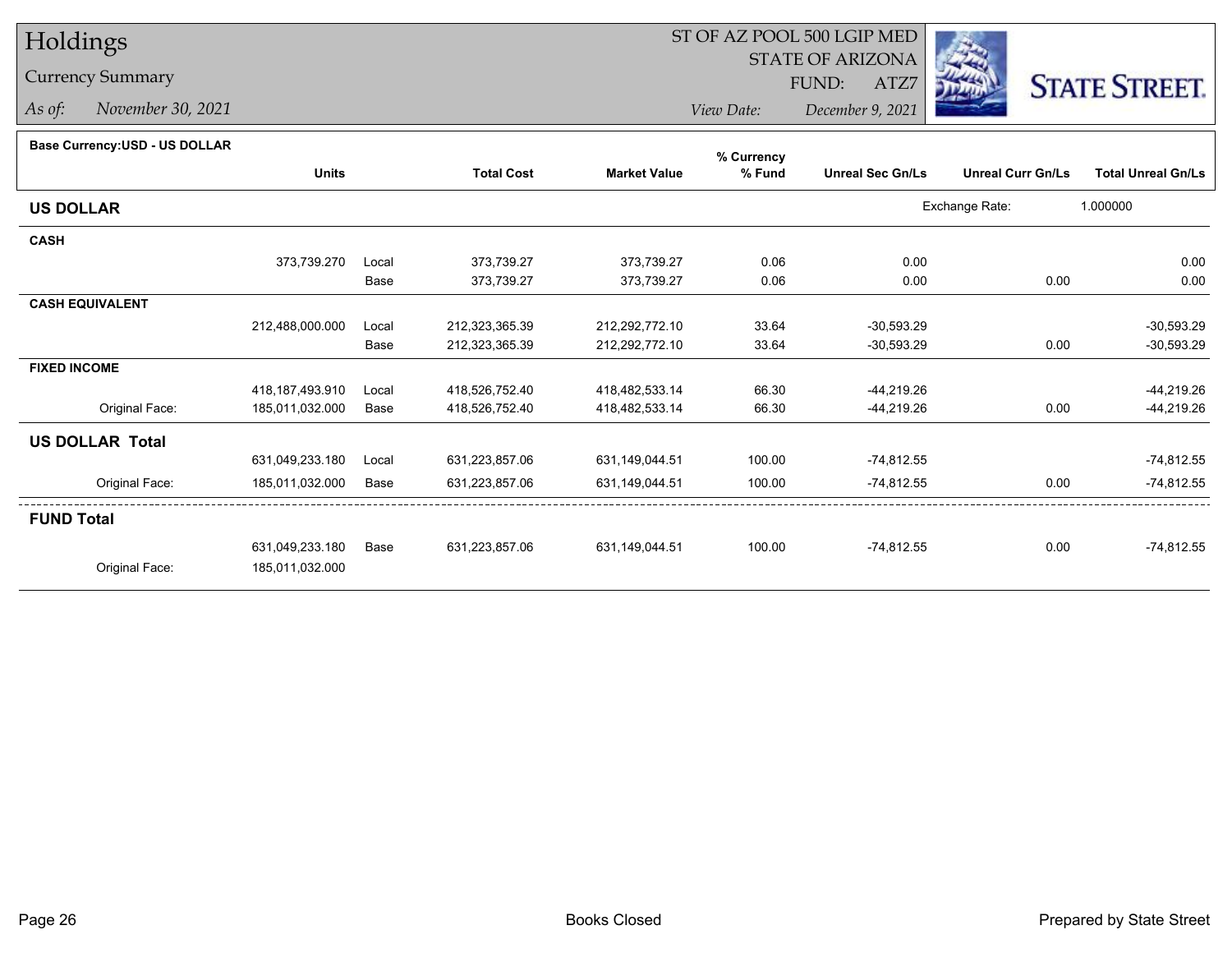# Holdings

## Currency Summary

*As of: November 30, 2021*

ST OF AZ POOL 500 LGIP MED
STATE OF ARIZONA
FUND: ATZ7

*View Date: December 9, 2021*

STATE STREET.

**Base Currency:USD - US DOLLAR**

| | Units | | Total Cost | Market Value | % Currency % Fund | Unreal Sec Gn/Ls | Unreal Curr Gn/Ls | Total Unreal Gn/Ls |
|---|---|---|---|---|---|---|---|---|
| **US DOLLAR** | | | | | | Exchange Rate: | 1.000000 | |
| **CASH** | | | | | | | | |
| | 373,739.270 | Local | 373,739.27 | 373,739.27 | 0.06 | 0.00 | | 0.00 |
| | | Base | 373,739.27 | 373,739.27 | 0.06 | 0.00 | 0.00 | 0.00 |
| **CASH EQUIVALENT** | | | | | | | | |
| | 212,488,000.000 | Local | 212,323,365.39 | 212,292,772.10 | 33.64 | -30,593.29 | | -30,593.29 |
| | | Base | 212,323,365.39 | 212,292,772.10 | 33.64 | -30,593.29 | 0.00 | -30,593.29 |
| **FIXED INCOME** | | | | | | | | |
| | 418,187,493.910 | Local | 418,526,752.40 | 418,482,533.14 | 66.30 | -44,219.26 | | -44,219.26 |
| Original Face: | 185,011,032.000 | Base | 418,526,752.40 | 418,482,533.14 | 66.30 | -44,219.26 | 0.00 | -44,219.26 |
| **US DOLLAR Total** | | | | | | | | |
| | 631,049,233.180 | Local | 631,223,857.06 | 631,149,044.51 | 100.00 | -74,812.55 | | -74,812.55 |
| Original Face: | 185,011,032.000 | Base | 631,223,857.06 | 631,149,044.51 | 100.00 | -74,812.55 | 0.00 | -74,812.55 |
| **FUND Total** | | | | | | | | |
| | 631,049,233.180 | Base | 631,223,857.06 | 631,149,044.51 | 100.00 | -74,812.55 | 0.00 | -74,812.55 |
| Original Face: | 185,011,032.000 | | | | | | | |

Books Closed

Prepared by State Street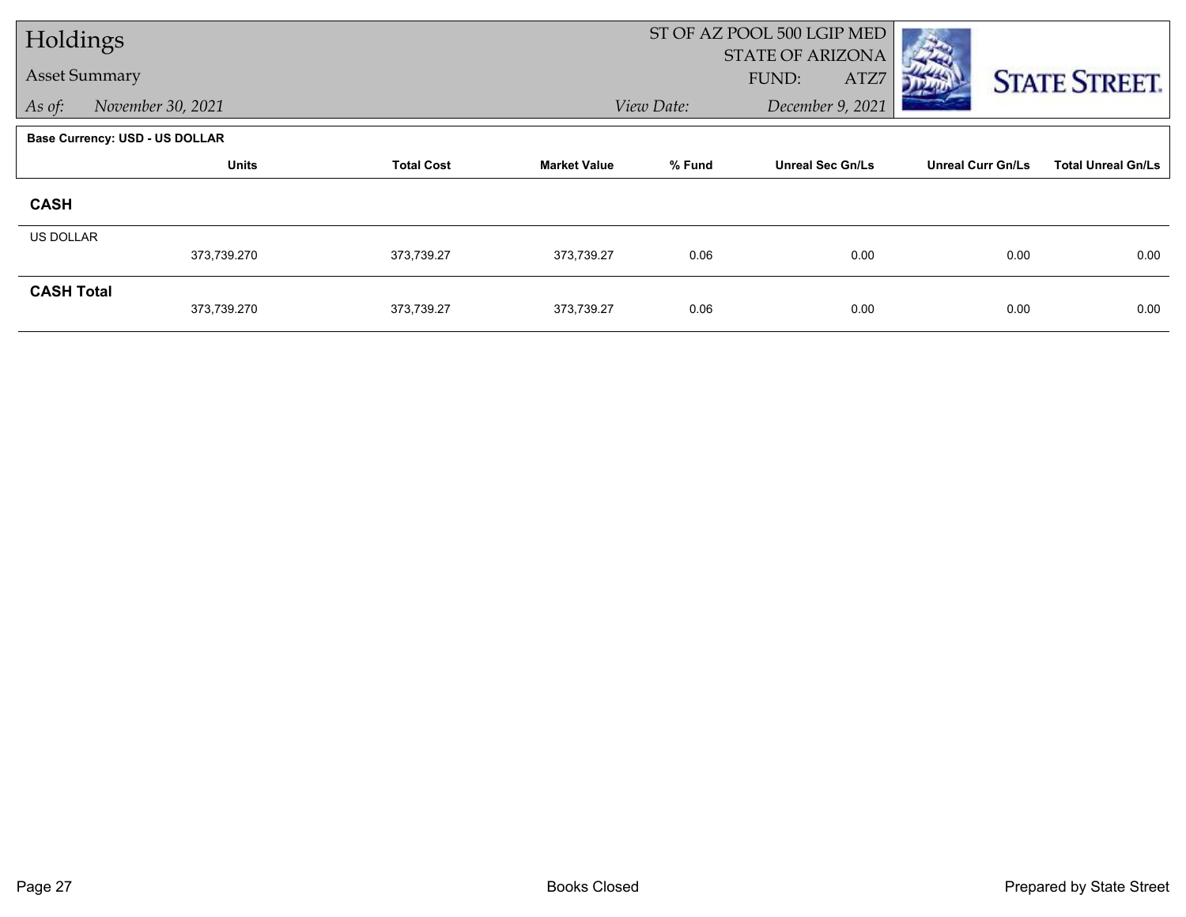# Holdings

## Asset Summary

*As of:* *November 30, 2021*

ST OF AZ POOL 500 LGIP MED
STATE OF ARIZONA
FUND: ATZ7

*View Date:* *December 9, 2021*

STATE STREET.

**Base Currency: USD - US DOLLAR**

| | Units | Total Cost | Market Value | % Fund | Unreal Sec Gn/Ls | Unreal Curr Gn/Ls | Total Unreal Gn/Ls |
|---|---|---|---|---|---|---|---|
| **CASH** | | | | | | | |
| US DOLLAR | 373,739.270 | 373,739.27 | 373,739.27 | 0.06 | 0.00 | 0.00 | 0.00 |
| **CASH Total** | 373,739.270 | 373,739.27 | 373,739.27 | 0.06 | 0.00 | 0.00 | 0.00 |

Books Closed

Prepared by State Street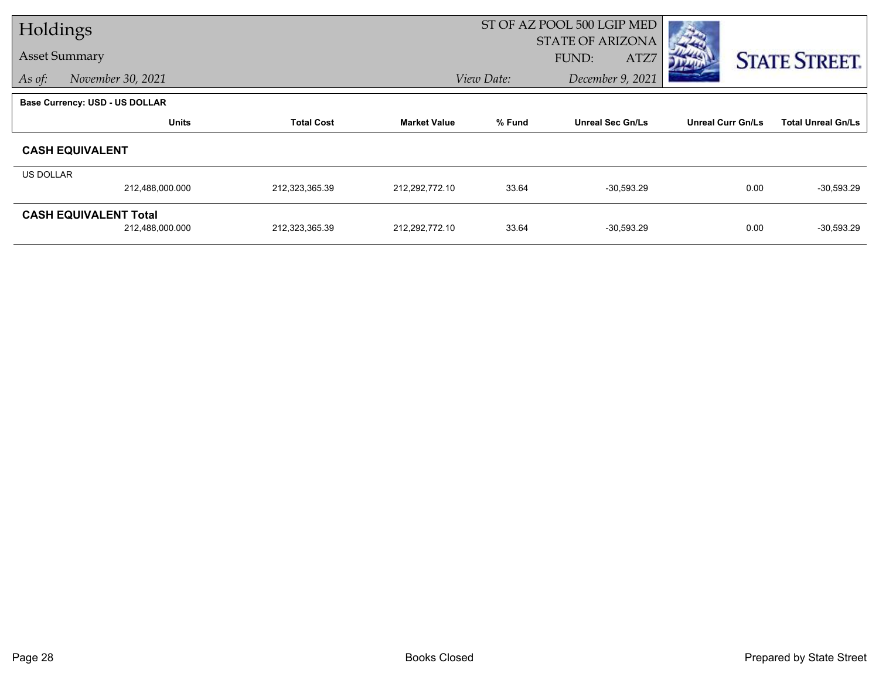# Holdings

## Asset Summary

*As of:* November 30, 2021

ST OF AZ POOL 500 LGIP MED
STATE OF ARIZONA
FUND: ATZ7

*View Date:* December 9, 2021

**Base Currency: USD - US DOLLAR**

| | Units | Total Cost | Market Value | % Fund | Unreal Sec Gn/Ls | Unreal Curr Gn/Ls | Total Unreal Gn/Ls |
|---|---|---|---|---|---|---|---|
| **CASH EQUIVALENT** | | | | | | | |
| US DOLLAR | 212,488,000.000 | 212,323,365.39 | 212,292,772.10 | 33.64 | -30,593.29 | 0.00 | -30,593.29 |
| **CASH EQUIVALENT Total** | 212,488,000.000 | 212,323,365.39 | 212,292,772.10 | 33.64 | -30,593.29 | 0.00 | -30,593.29 |

Books Closed

Prepared by State Street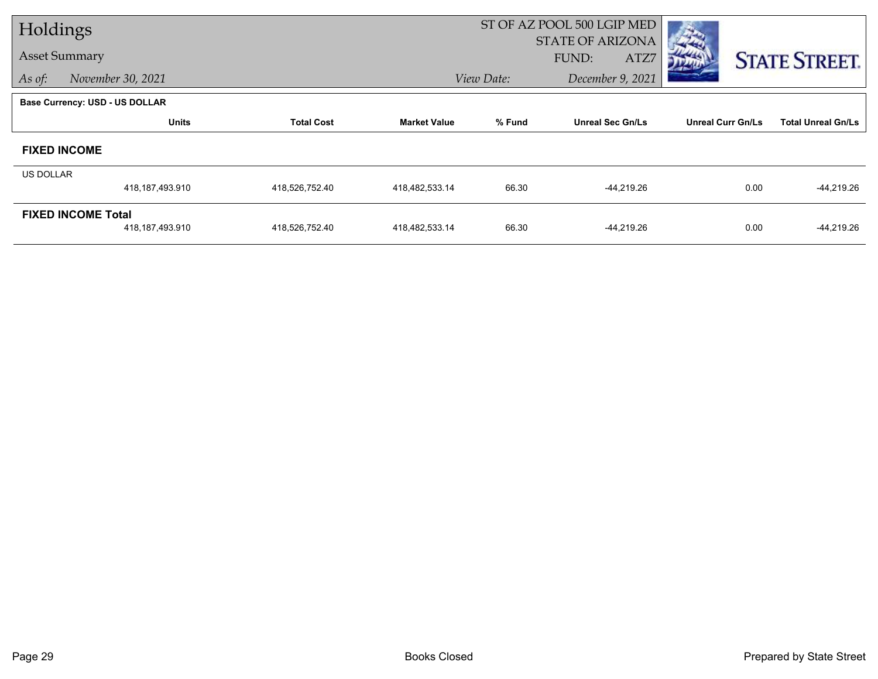# Holdings

**Asset Summary**

*As of:* November 30, 2021

ST OF AZ POOL 500 LGIP MED
STATE OF ARIZONA
FUND: ATZ7

*View Date:* December 9, 2021

STATE STREET.

**Base Currency: USD - US DOLLAR**

| | Units | Total Cost | Market Value | % Fund | Unreal Sec Gn/Ls | Unreal Curr Gn/Ls | Total Unreal Gn/Ls |
|---|---|---|---|---|---|---|---|
| **FIXED INCOME** | | | | | | | |
| US DOLLAR | 418,187,493.910 | 418,526,752.40 | 418,482,533.14 | 66.30 | -44,219.26 | 0.00 | -44,219.26 |
| **FIXED INCOME Total** | 418,187,493.910 | 418,526,752.40 | 418,482,533.14 | 66.30 | -44,219.26 | 0.00 | -44,219.26 |

Books Closed

Prepared by State Street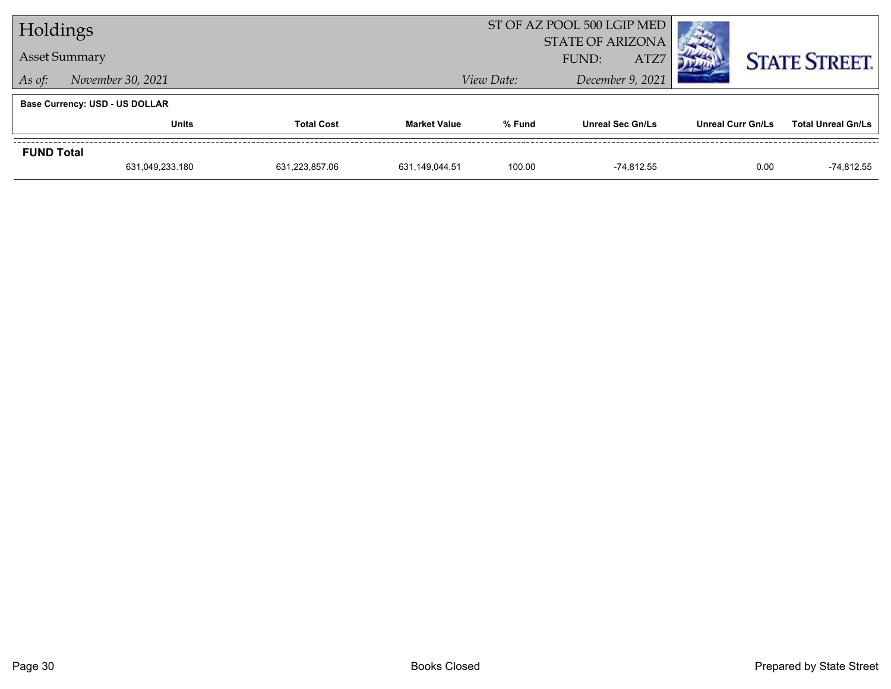# Holdings

## Asset Summary

*As of:* November 30, 2021

ST OF AZ POOL 500 LGIP MED
STATE OF ARIZONA
FUND: ATZ7

*View Date:* December 9, 2021

**Base Currency: USD - US DOLLAR**

| | Units | Total Cost | Market Value | % Fund | Unreal Sec Gn/Ls | Unreal Curr Gn/Ls | Total Unreal Gn/Ls |
|---|---|---|---|---|---|---|---|
| **FUND Total** | | | | | | | |
| | 631,049,233.180 | 631,223,857.06 | 631,149,044.51 | 100.00 | -74,812.55 | 0.00 | -74,812.55 |

Books Closed

Prepared by State Street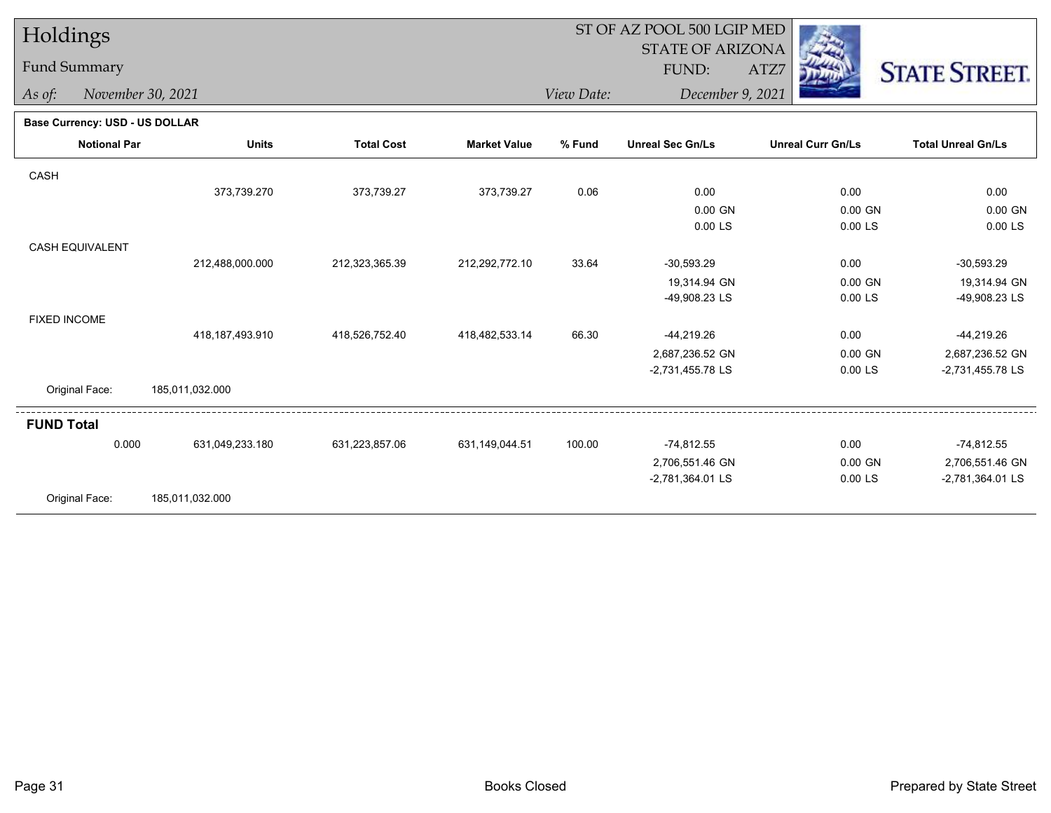# Holdings

Fund Summary

*As of:* *November 30, 2021*

ST OF AZ POOL 500 LGIP MED
STATE OF ARIZONA
FUND: ATZ7

*View Date:* *December 9, 2021*

STATE STREET.

**Base Currency: USD - US DOLLAR**

| Notional Par | Units | Total Cost | Market Value | % Fund | Unreal Sec Gn/Ls | Unreal Curr Gn/Ls | Total Unreal Gn/Ls |
|---|---|---|---|---|---|---|---|
| CASH | | | | | | | |
| | 373,739.270 | 373,739.27 | 373,739.27 | 0.06 | 0.00 | 0.00 | 0.00 |
| | | | | | 0.00 GN | 0.00 GN | 0.00 GN |
| | | | | | 0.00 LS | 0.00 LS | 0.00 LS |
| CASH EQUIVALENT | | | | | | | |
| | 212,488,000.000 | 212,323,365.39 | 212,292,772.10 | 33.64 | -30,593.29 | 0.00 | -30,593.29 |
| | | | | | 19,314.94 GN | 0.00 GN | 19,314.94 GN |
| | | | | | -49,908.23 LS | 0.00 LS | -49,908.23 LS |
| FIXED INCOME | | | | | | | |
| | 418,187,493.910 | 418,526,752.40 | 418,482,533.14 | 66.30 | -44,219.26 | 0.00 | -44,219.26 |
| | | | | | 2,687,236.52 GN | 0.00 GN | 2,687,236.52 GN |
| | | | | | -2,731,455.78 LS | 0.00 LS | -2,731,455.78 LS |
| Original Face: | 185,011,032.000 | | | | | | |
| **FUND Total** | | | | | | | |
| 0.000 | 631,049,233.180 | 631,223,857.06 | 631,149,044.51 | 100.00 | -74,812.55 | 0.00 | -74,812.55 |
| | | | | | 2,706,551.46 GN | 0.00 GN | 2,706,551.46 GN |
| | | | | | -2,781,364.01 LS | 0.00 LS | -2,781,364.01 LS |
| Original Face: | 185,011,032.000 | | | | | | |

Books Closed

Prepared by State Street